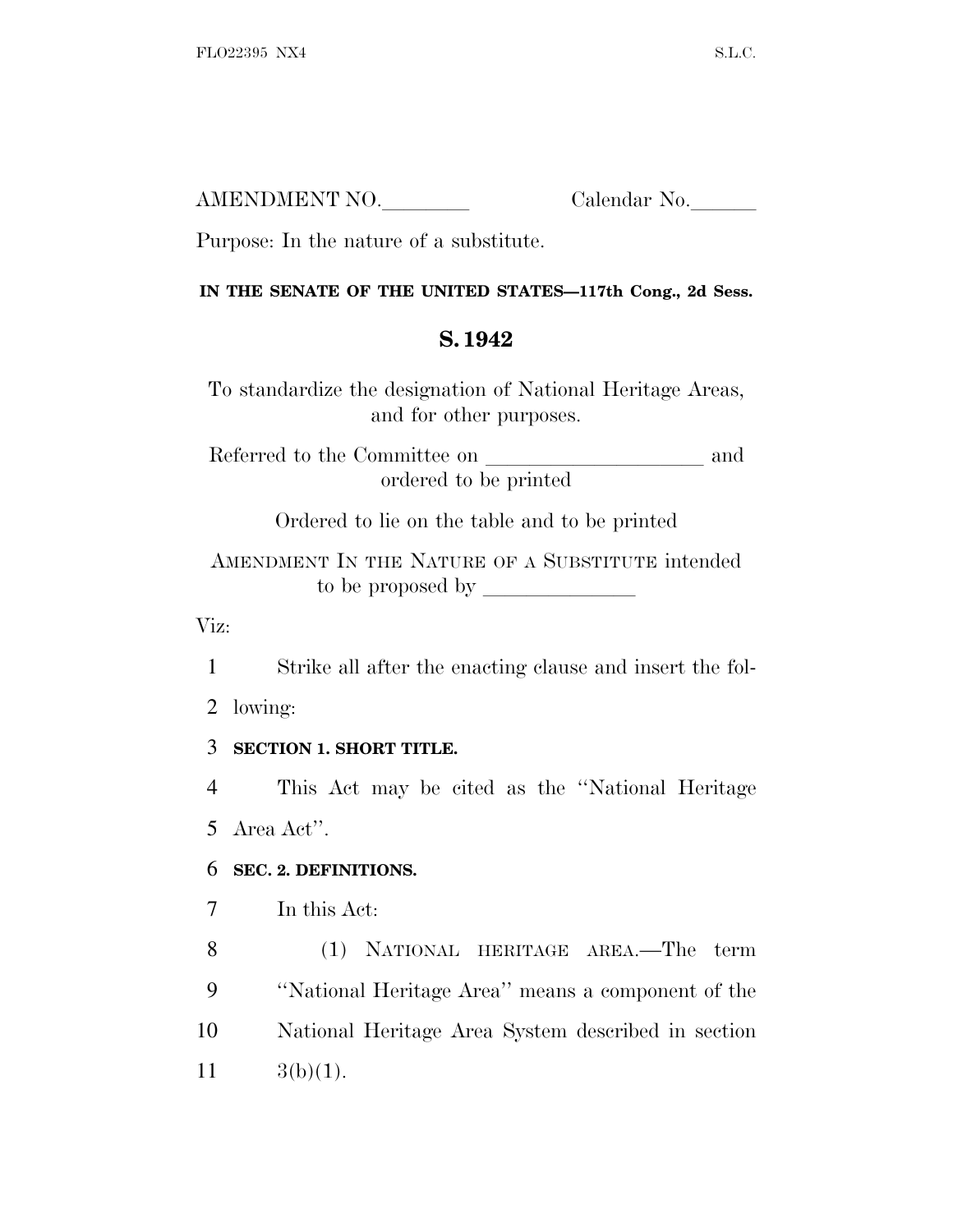AMENDMENT NO.\_\_\_\_\_\_\_\_ Calendar No.\_\_\_\_\_\_

Purpose: In the nature of a substitute.

**IN THE SENATE OF THE UNITED STATES—117th Cong., 2d Sess.**

## S. 1942

To standardize the designation of National Heritage Areas, and for other purposes.

Referred to the Committee on \_\_\_\_\_\_\_\_\_\_\_\_\_\_\_\_\_\_\_\_ and ordered to be printed

Ordered to lie on the table and to be printed

AMENDMENT IN THE NATURE OF A SUBSTITUTE intended to be proposed by \_\_\_\_\_\_\_\_\_\_\_\_\_\_

Viz:

1 Strike all after the enacting clause and insert the fol-
2 lowing:

3 **SECTION 1. SHORT TITLE.**

4 This Act may be cited as the ''National Heritage
5 Area Act''.

6 **SEC. 2. DEFINITIONS.**

7 In this Act:

8 (1) NATIONAL HERITAGE AREA.—The term
9 ''National Heritage Area'' means a component of the
10 National Heritage Area System described in section
11 3(b)(1).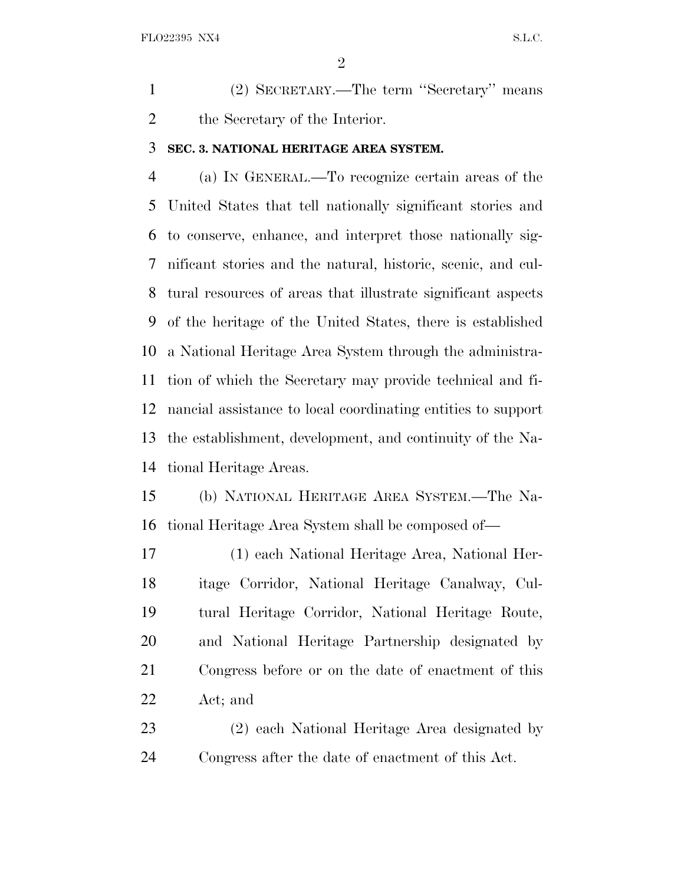(2) SECRETARY.—The term ''Secretary'' means the Secretary of the Interior.

**SEC. 3. NATIONAL HERITAGE AREA SYSTEM.**

(a) IN GENERAL.—To recognize certain areas of the United States that tell nationally significant stories and to conserve, enhance, and interpret those nationally significant stories and the natural, historic, scenic, and cultural resources of areas that illustrate significant aspects of the heritage of the United States, there is established a National Heritage Area System through the administration of which the Secretary may provide technical and financial assistance to local coordinating entities to support the establishment, development, and continuity of the National Heritage Areas.

(b) NATIONAL HERITAGE AREA SYSTEM.—The National Heritage Area System shall be composed of—

(1) each National Heritage Area, National Heritage Corridor, National Heritage Canalway, Cultural Heritage Corridor, National Heritage Route, and National Heritage Partnership designated by Congress before or on the date of enactment of this Act; and

(2) each National Heritage Area designated by Congress after the date of enactment of this Act.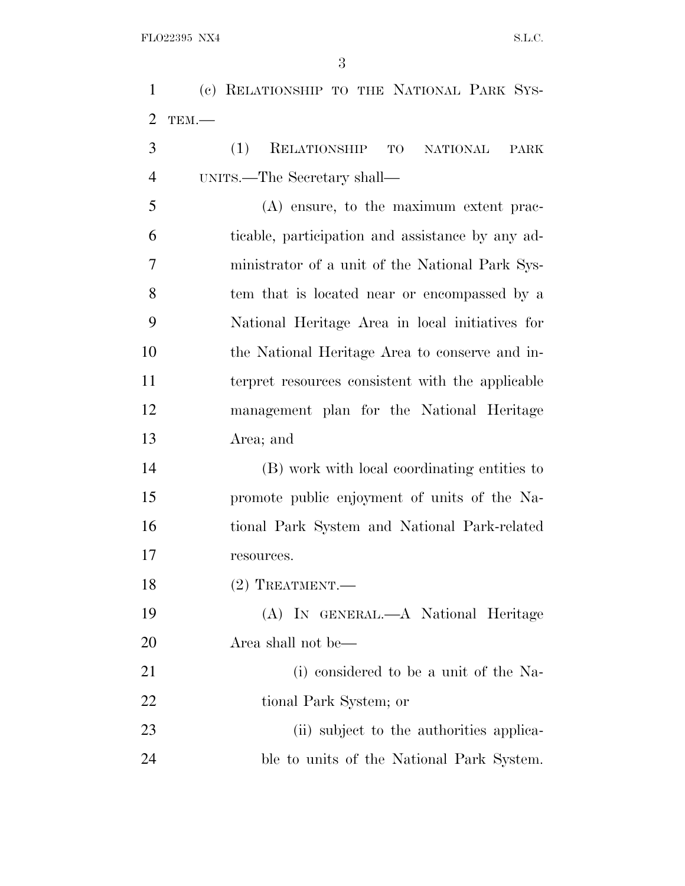(c) RELATIONSHIP TO THE NATIONAL PARK SYSTEM.—

(1) RELATIONSHIP TO NATIONAL PARK UNITS.—The Secretary shall—

(A) ensure, to the maximum extent practicable, participation and assistance by any administrator of a unit of the National Park System that is located near or encompassed by a National Heritage Area in local initiatives for the National Heritage Area to conserve and interpret resources consistent with the applicable management plan for the National Heritage Area; and

(B) work with local coordinating entities to promote public enjoyment of units of the National Park System and National Park-related resources.

(2) TREATMENT.—

(A) IN GENERAL.—A National Heritage Area shall not be—

(i) considered to be a unit of the National Park System; or

(ii) subject to the authorities applicable to units of the National Park System.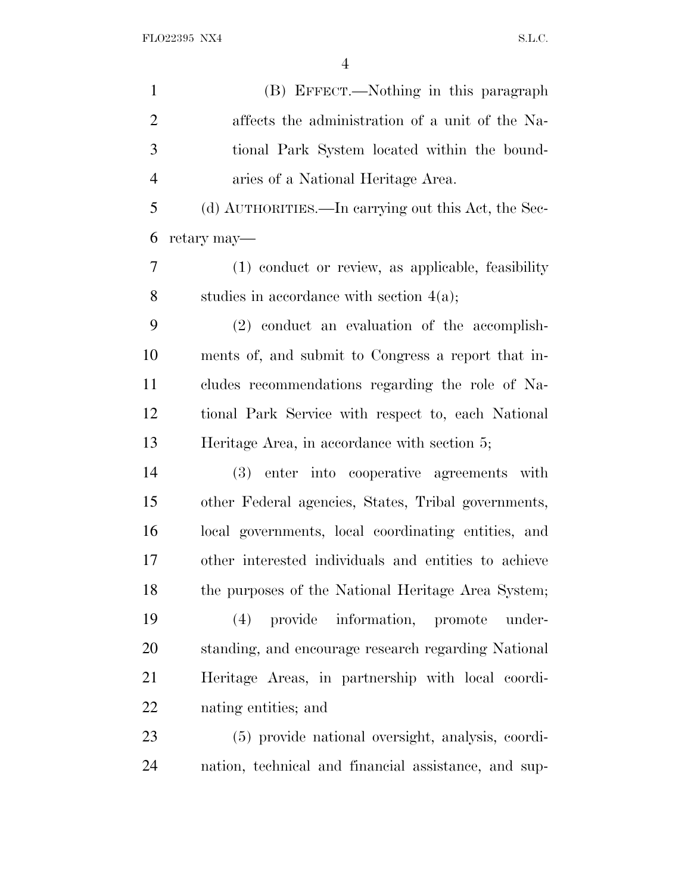(B) EFFECT.—Nothing in this paragraph affects the administration of a unit of the National Park System located within the boundaries of a National Heritage Area.

(d) AUTHORITIES.—In carrying out this Act, the Secretary may—

(1) conduct or review, as applicable, feasibility studies in accordance with section 4(a);

(2) conduct an evaluation of the accomplishments of, and submit to Congress a report that includes recommendations regarding the role of National Park Service with respect to, each National Heritage Area, in accordance with section 5;

(3) enter into cooperative agreements with other Federal agencies, States, Tribal governments, local governments, local coordinating entities, and other interested individuals and entities to achieve the purposes of the National Heritage Area System;

(4) provide information, promote understanding, and encourage research regarding National Heritage Areas, in partnership with local coordinating entities; and

(5) provide national oversight, analysis, coordination, technical and financial assistance, and sup-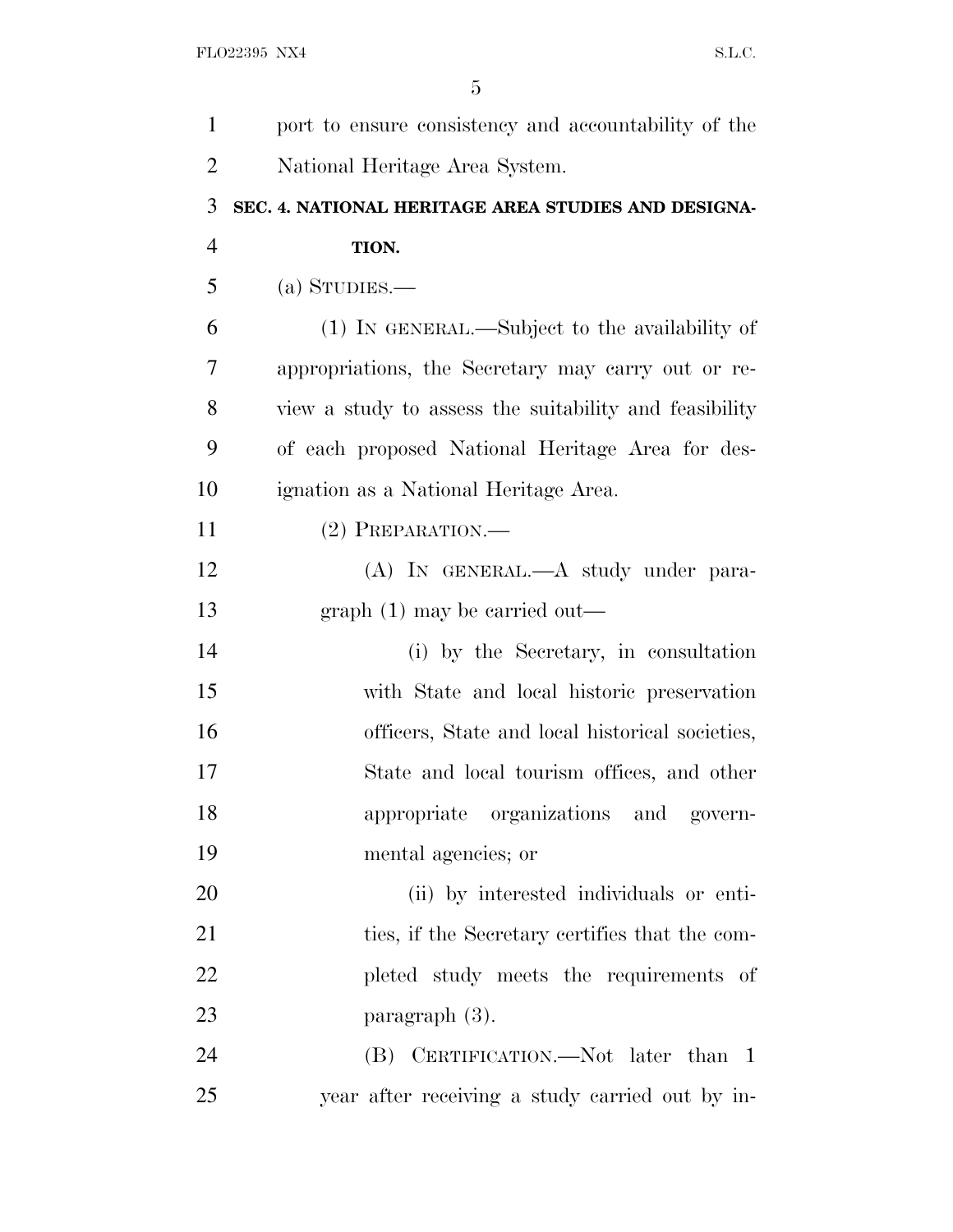port to ensure consistency and accountability of the National Heritage Area System.

## SEC. 4. NATIONAL HERITAGE AREA STUDIES AND DESIGNATION.

(a) STUDIES.—

(1) IN GENERAL.—Subject to the availability of appropriations, the Secretary may carry out or review a study to assess the suitability and feasibility of each proposed National Heritage Area for designation as a National Heritage Area.

(2) PREPARATION.—

(A) IN GENERAL.—A study under paragraph (1) may be carried out—

(i) by the Secretary, in consultation with State and local historic preservation officers, State and local historical societies, State and local tourism offices, and other appropriate organizations and governmental agencies; or

(ii) by interested individuals or entities, if the Secretary certifies that the completed study meets the requirements of paragraph (3).

(B) CERTIFICATION.—Not later than 1 year after receiving a study carried out by in-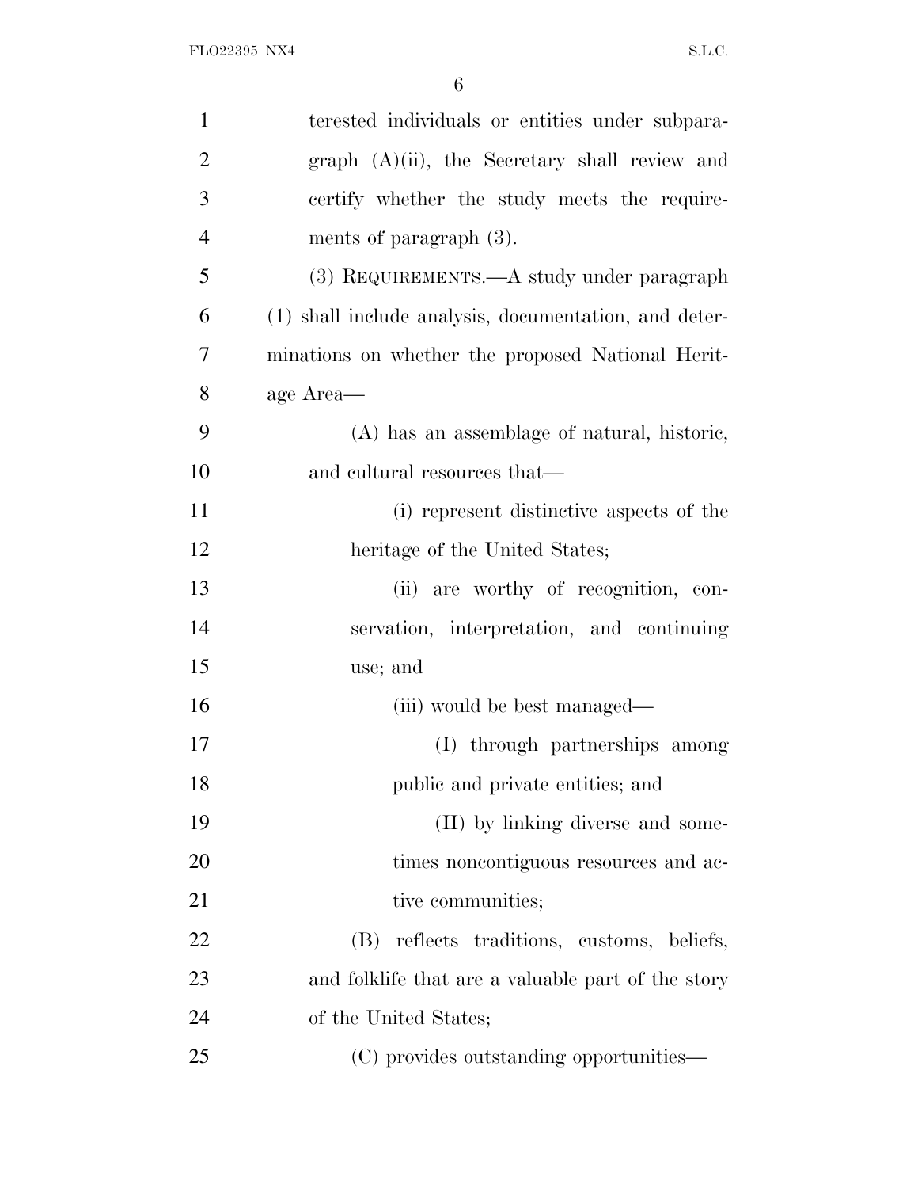terested individuals or entities under subparagraph (A)(ii), the Secretary shall review and certify whether the study meets the requirements of paragraph (3).

(3) REQUIREMENTS.—A study under paragraph (1) shall include analysis, documentation, and determinations on whether the proposed National Heritage Area—

(A) has an assemblage of natural, historic, and cultural resources that—

(i) represent distinctive aspects of the heritage of the United States;

(ii) are worthy of recognition, conservation, interpretation, and continuing use; and

(iii) would be best managed—

(I) through partnerships among public and private entities; and

(II) by linking diverse and sometimes noncontiguous resources and active communities;

(B) reflects traditions, customs, beliefs, and folklife that are a valuable part of the story of the United States;

(C) provides outstanding opportunities—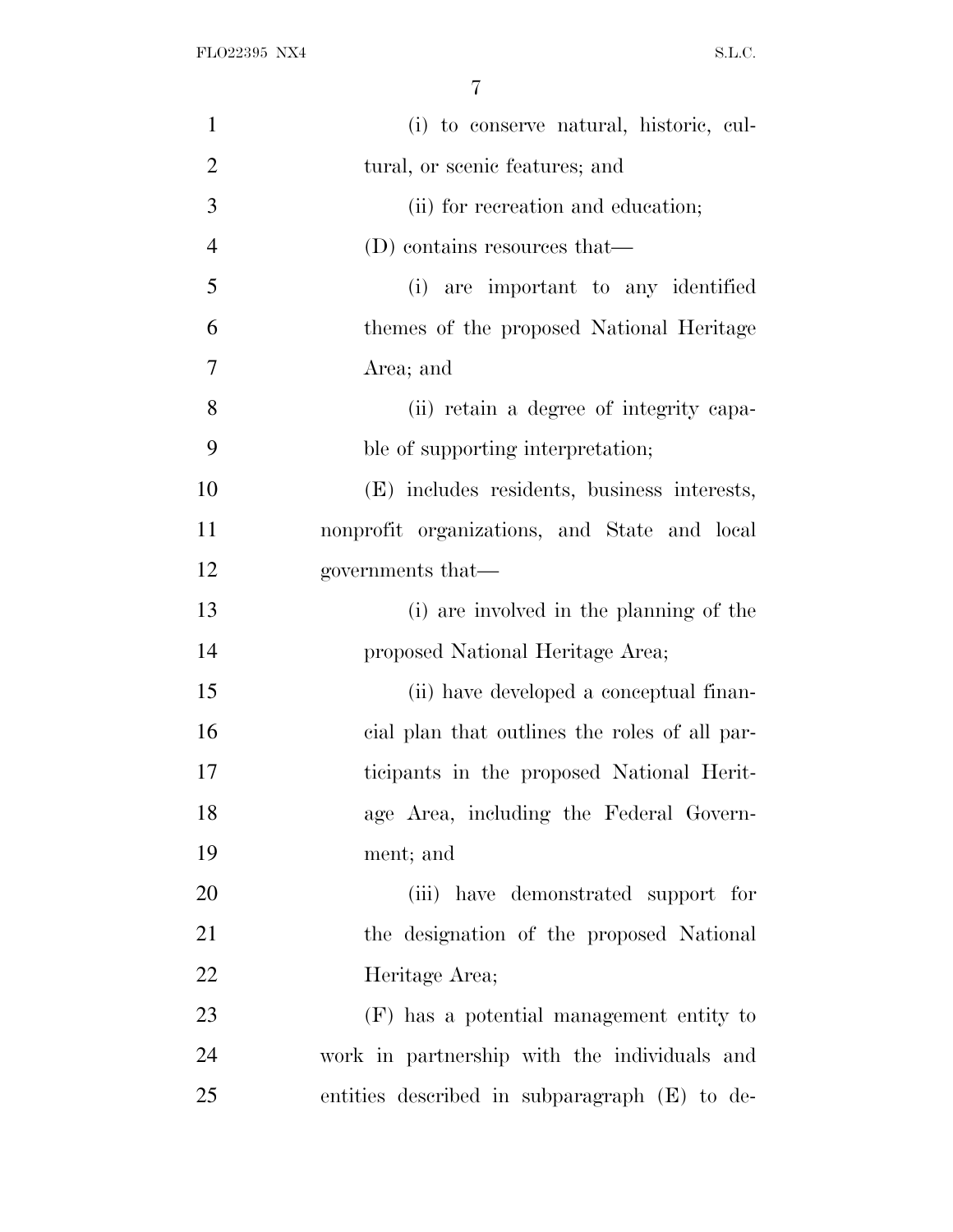(i) to conserve natural, historic, cultural, or scenic features; and

(ii) for recreation and education;

(D) contains resources that—

(i) are important to any identified themes of the proposed National Heritage Area; and

(ii) retain a degree of integrity capable of supporting interpretation;

(E) includes residents, business interests, nonprofit organizations, and State and local governments that—

(i) are involved in the planning of the proposed National Heritage Area;

(ii) have developed a conceptual financial plan that outlines the roles of all participants in the proposed National Heritage Area, including the Federal Government; and

(iii) have demonstrated support for the designation of the proposed National Heritage Area;

(F) has a potential management entity to work in partnership with the individuals and entities described in subparagraph (E) to de-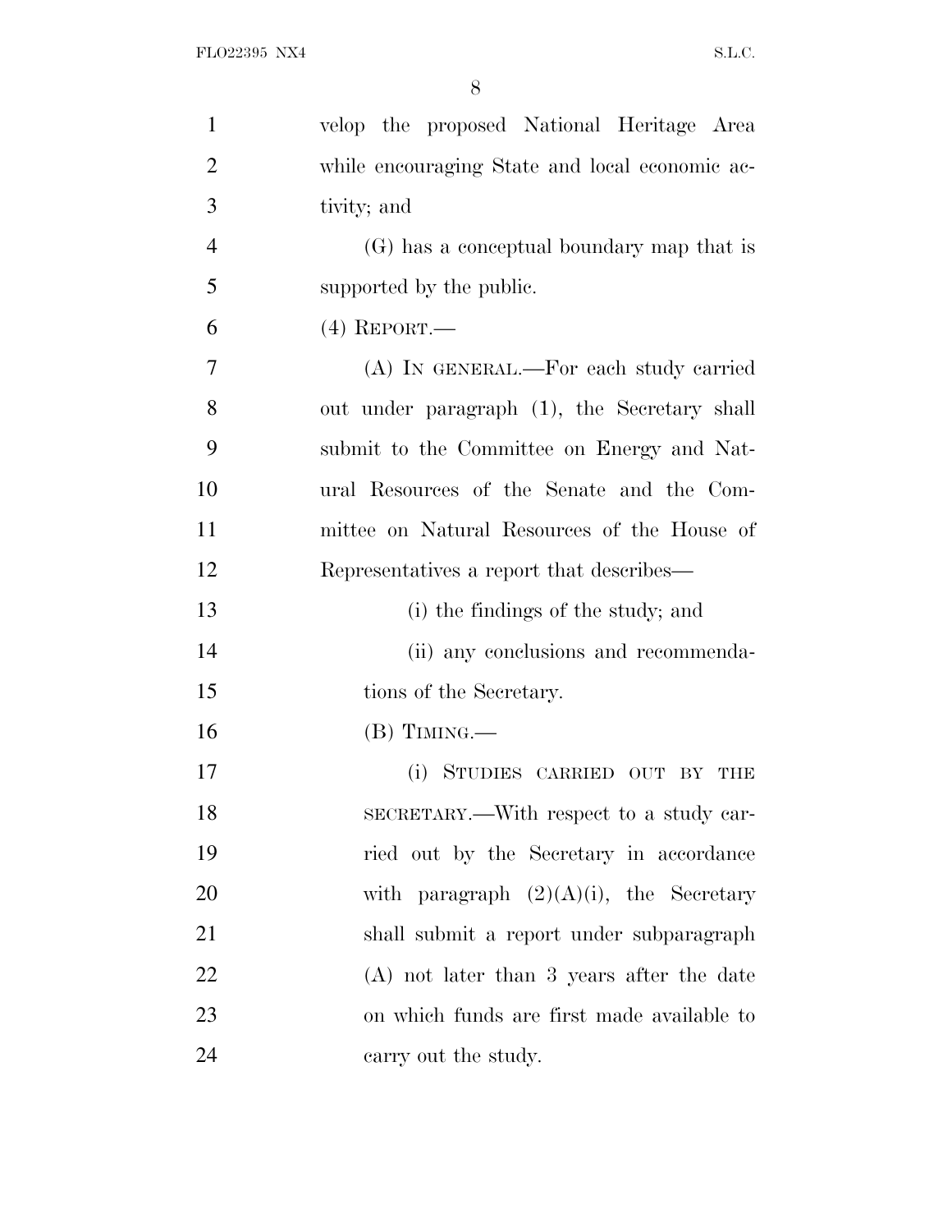velop the proposed National Heritage Area while encouraging State and local economic activity; and

(G) has a conceptual boundary map that is supported by the public.

(4) REPORT.—

(A) IN GENERAL.—For each study carried out under paragraph (1), the Secretary shall submit to the Committee on Energy and Natural Resources of the Senate and the Committee on Natural Resources of the House of Representatives a report that describes—

(i) the findings of the study; and

(ii) any conclusions and recommendations of the Secretary.

(B) TIMING.—

(i) STUDIES CARRIED OUT BY THE SECRETARY.—With respect to a study carried out by the Secretary in accordance with paragraph (2)(A)(i), the Secretary shall submit a report under subparagraph (A) not later than 3 years after the date on which funds are first made available to carry out the study.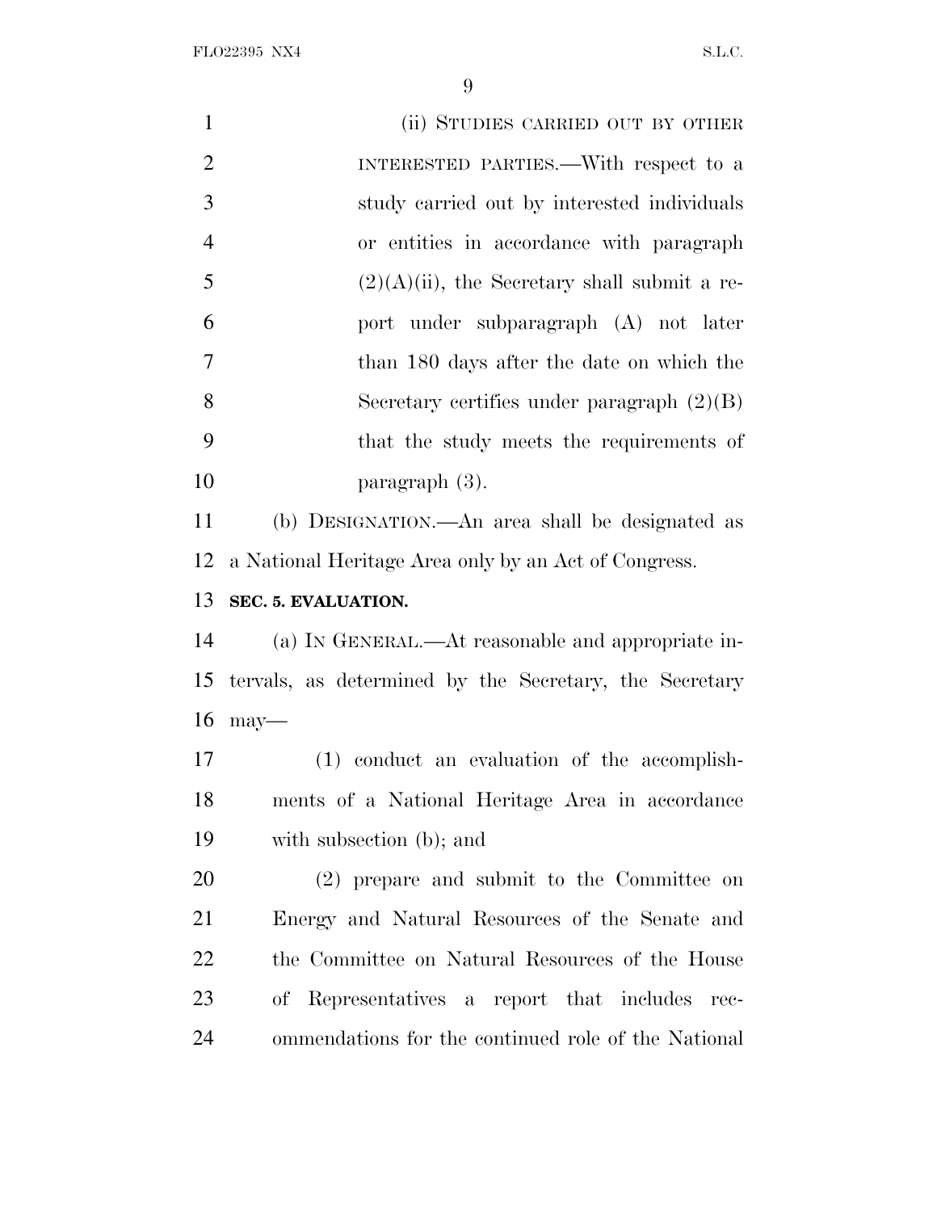(ii) STUDIES CARRIED OUT BY OTHER INTERESTED PARTIES.—With respect to a study carried out by interested individuals or entities in accordance with paragraph (2)(A)(ii), the Secretary shall submit a report under subparagraph (A) not later than 180 days after the date on which the Secretary certifies under paragraph (2)(B) that the study meets the requirements of paragraph (3).

(b) DESIGNATION.—An area shall be designated as a National Heritage Area only by an Act of Congress.

**SEC. 5. EVALUATION.**

(a) IN GENERAL.—At reasonable and appropriate intervals, as determined by the Secretary, the Secretary may—

(1) conduct an evaluation of the accomplishments of a National Heritage Area in accordance with subsection (b); and

(2) prepare and submit to the Committee on Energy and Natural Resources of the Senate and the Committee on Natural Resources of the House of Representatives a report that includes recommendations for the continued role of the National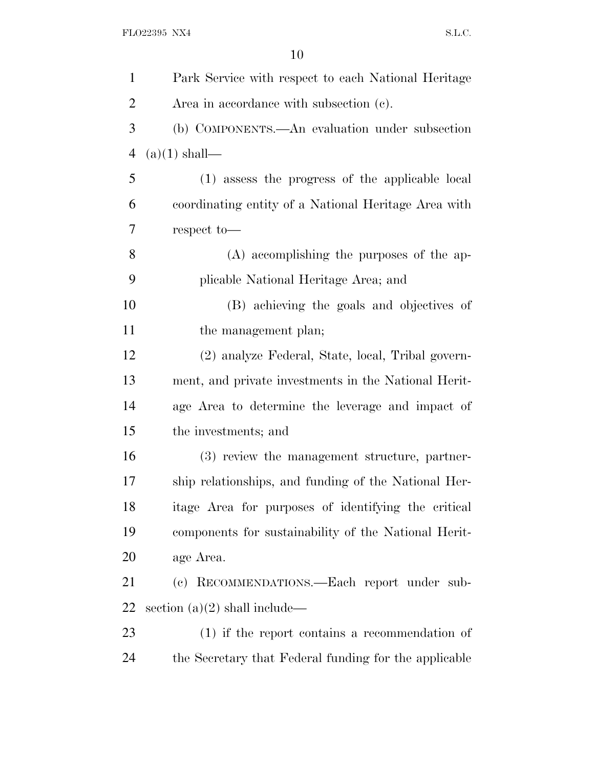Park Service with respect to each National Heritage Area in accordance with subsection (c).

(b) COMPONENTS.—An evaluation under subsection (a)(1) shall—

(1) assess the progress of the applicable local coordinating entity of a National Heritage Area with respect to—

(A) accomplishing the purposes of the applicable National Heritage Area; and

(B) achieving the goals and objectives of the management plan;

(2) analyze Federal, State, local, Tribal government, and private investments in the National Heritage Area to determine the leverage and impact of the investments; and

(3) review the management structure, partnership relationships, and funding of the National Heritage Area for purposes of identifying the critical components for sustainability of the National Heritage Area.

(c) RECOMMENDATIONS.—Each report under subsection (a)(2) shall include—

(1) if the report contains a recommendation of the Secretary that Federal funding for the applicable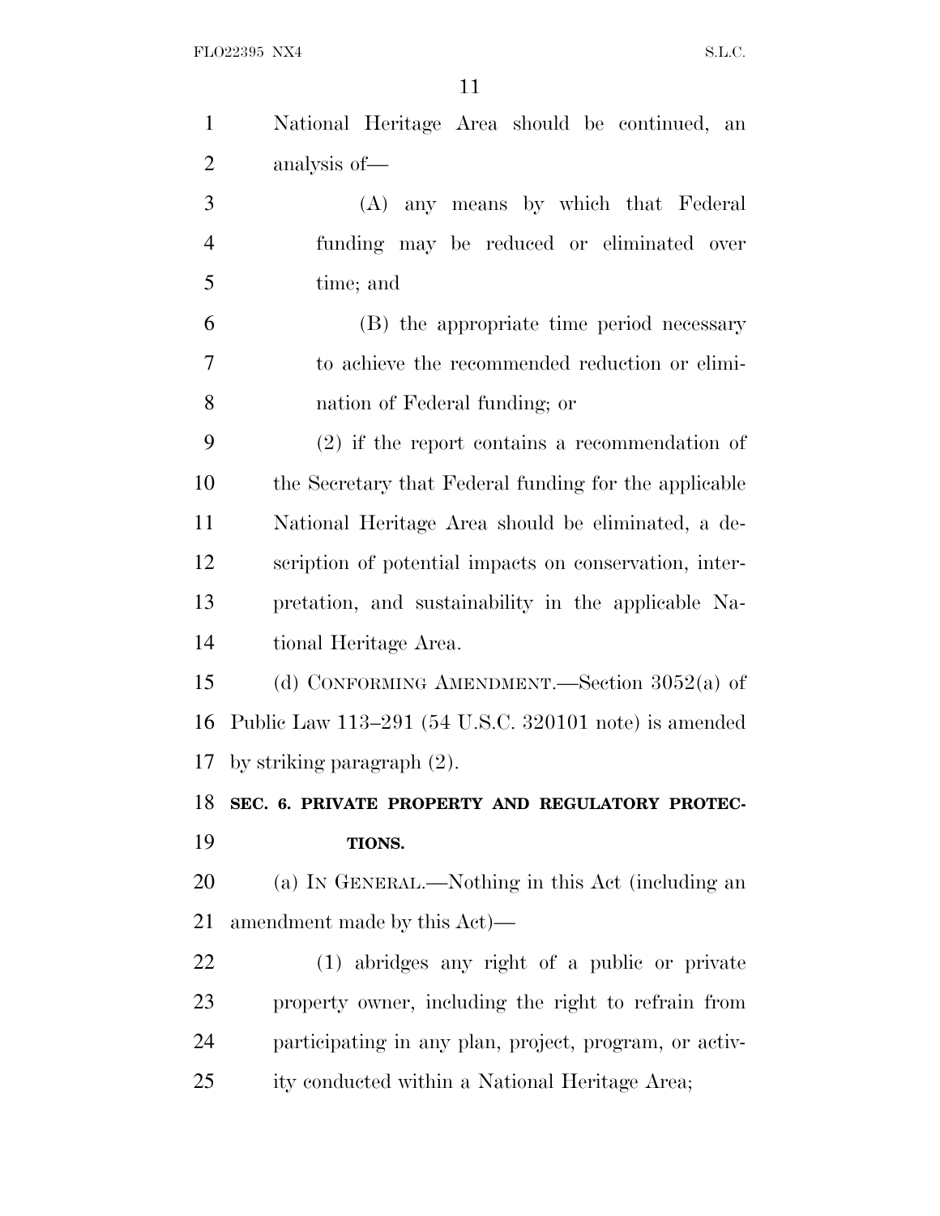National Heritage Area should be continued, an analysis of—

(A) any means by which that Federal funding may be reduced or eliminated over time; and

(B) the appropriate time period necessary to achieve the recommended reduction or elimination of Federal funding; or

(2) if the report contains a recommendation of the Secretary that Federal funding for the applicable National Heritage Area should be eliminated, a description of potential impacts on conservation, interpretation, and sustainability in the applicable National Heritage Area.

(d) CONFORMING AMENDMENT.—Section 3052(a) of Public Law 113–291 (54 U.S.C. 320101 note) is amended by striking paragraph (2).

**SEC. 6. PRIVATE PROPERTY AND REGULATORY PROTECTIONS.**

(a) IN GENERAL.—Nothing in this Act (including an amendment made by this Act)—

(1) abridges any right of a public or private property owner, including the right to refrain from participating in any plan, project, program, or activity conducted within a National Heritage Area;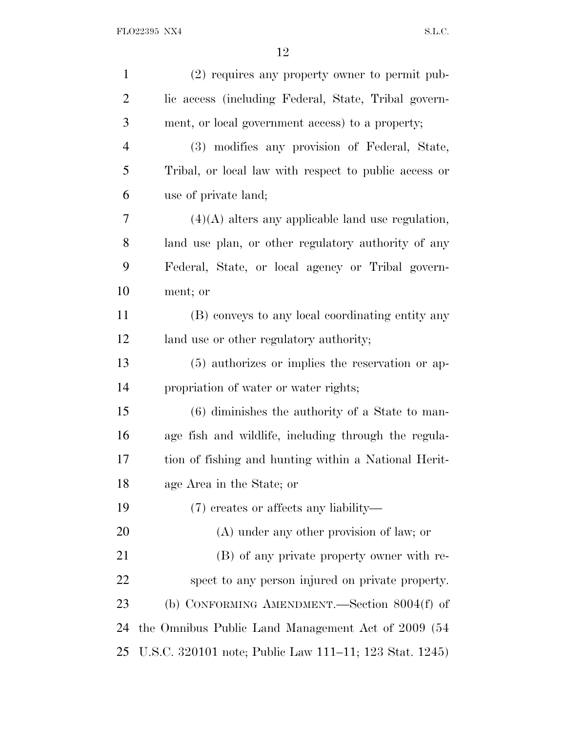(2) requires any property owner to permit public access (including Federal, State, Tribal government, or local government access) to a property;

(3) modifies any provision of Federal, State, Tribal, or local law with respect to public access or use of private land;

(4)(A) alters any applicable land use regulation, land use plan, or other regulatory authority of any Federal, State, or local agency or Tribal government; or

(B) conveys to any local coordinating entity any land use or other regulatory authority;

(5) authorizes or implies the reservation or appropriation of water or water rights;

(6) diminishes the authority of a State to manage fish and wildlife, including through the regulation of fishing and hunting within a National Heritage Area in the State; or

(7) creates or affects any liability—

(A) under any other provision of law; or

(B) of any private property owner with respect to any person injured on private property.

(b) CONFORMING AMENDMENT.—Section 8004(f) of the Omnibus Public Land Management Act of 2009 (54 U.S.C. 320101 note; Public Law 111–11; 123 Stat. 1245)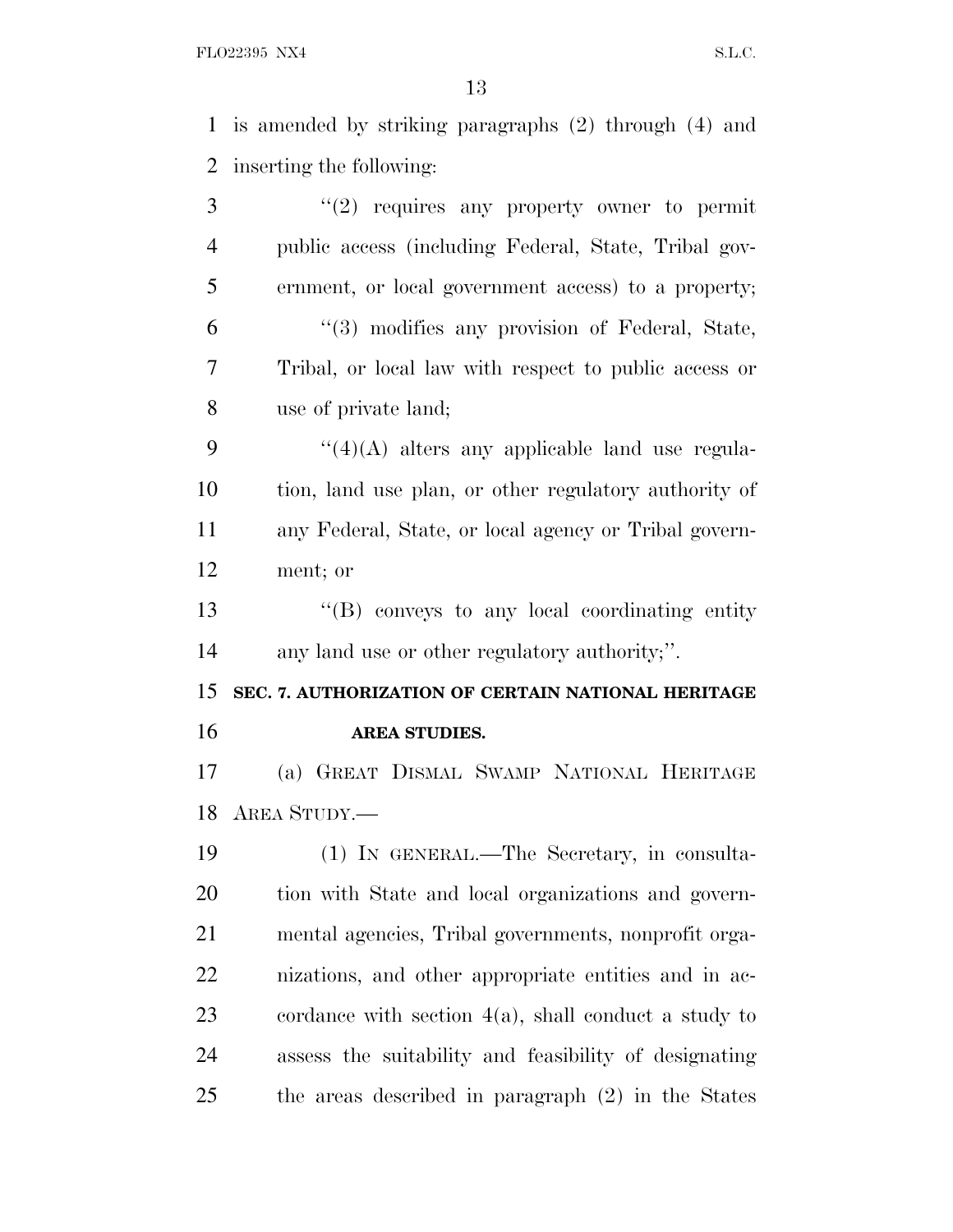is amended by striking paragraphs (2) through (4) and inserting the following:

"(2) requires any property owner to permit public access (including Federal, State, Tribal government, or local government access) to a property;

"(3) modifies any provision of Federal, State, Tribal, or local law with respect to public access or use of private land;

"(4)(A) alters any applicable land use regulation, land use plan, or other regulatory authority of any Federal, State, or local agency or Tribal government; or

"(B) conveys to any local coordinating entity any land use or other regulatory authority;".

**SEC. 7. AUTHORIZATION OF CERTAIN NATIONAL HERITAGE AREA STUDIES.**

(a) GREAT DISMAL SWAMP NATIONAL HERITAGE AREA STUDY.—

(1) IN GENERAL.—The Secretary, in consultation with State and local organizations and governmental agencies, Tribal governments, nonprofit organizations, and other appropriate entities and in accordance with section 4(a), shall conduct a study to assess the suitability and feasibility of designating the areas described in paragraph (2) in the States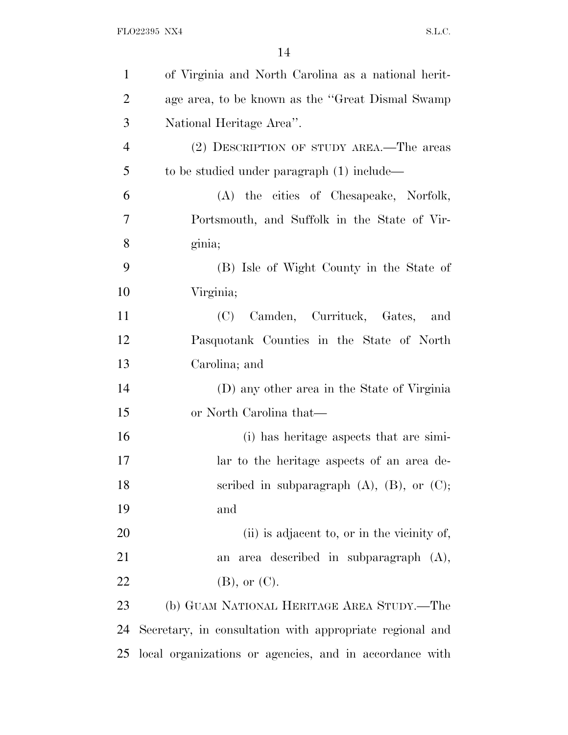of Virginia and North Carolina as a national heritage area, to be known as the "Great Dismal Swamp National Heritage Area".

(2) DESCRIPTION OF STUDY AREA.—The areas to be studied under paragraph (1) include—

(A) the cities of Chesapeake, Norfolk, Portsmouth, and Suffolk in the State of Virginia;

(B) Isle of Wight County in the State of Virginia;

(C) Camden, Currituck, Gates, and Pasquotank Counties in the State of North Carolina; and

(D) any other area in the State of Virginia or North Carolina that—

(i) has heritage aspects that are similar to the heritage aspects of an area described in subparagraph (A), (B), or (C); and

(ii) is adjacent to, or in the vicinity of, an area described in subparagraph (A), (B), or (C).

(b) GUAM NATIONAL HERITAGE AREA STUDY.—The Secretary, in consultation with appropriate regional and local organizations or agencies, and in accordance with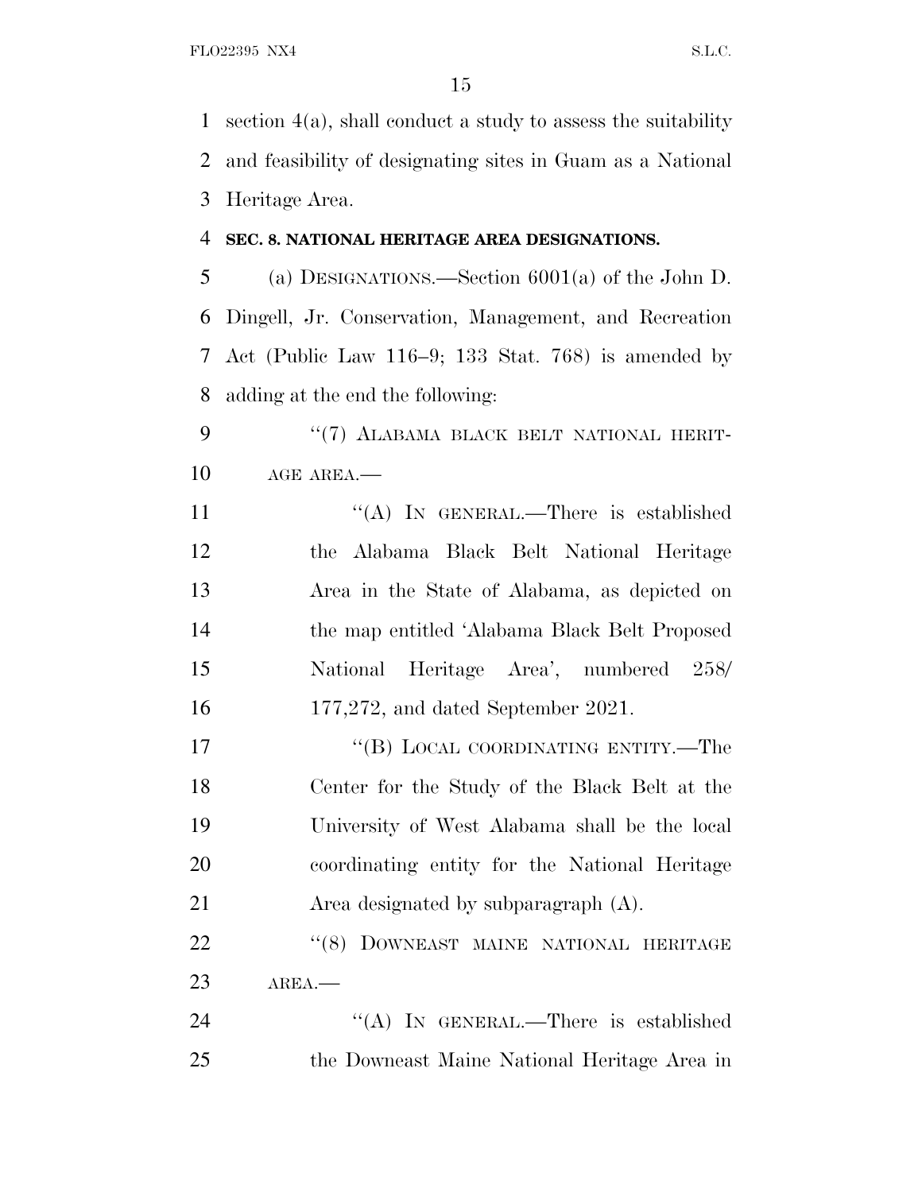section 4(a), shall conduct a study to assess the suitability and feasibility of designating sites in Guam as a National Heritage Area.

**SEC. 8. NATIONAL HERITAGE AREA DESIGNATIONS.**

(a) DESIGNATIONS.—Section 6001(a) of the John D. Dingell, Jr. Conservation, Management, and Recreation Act (Public Law 116–9; 133 Stat. 768) is amended by adding at the end the following:

"(7) ALABAMA BLACK BELT NATIONAL HERITAGE AREA.—

"(A) IN GENERAL.—There is established the Alabama Black Belt National Heritage Area in the State of Alabama, as depicted on the map entitled 'Alabama Black Belt Proposed National Heritage Area', numbered 258/177,272, and dated September 2021.

"(B) LOCAL COORDINATING ENTITY.—The Center for the Study of the Black Belt at the University of West Alabama shall be the local coordinating entity for the National Heritage Area designated by subparagraph (A).

"(8) DOWNEAST MAINE NATIONAL HERITAGE AREA.—

"(A) IN GENERAL.—There is established the Downeast Maine National Heritage Area in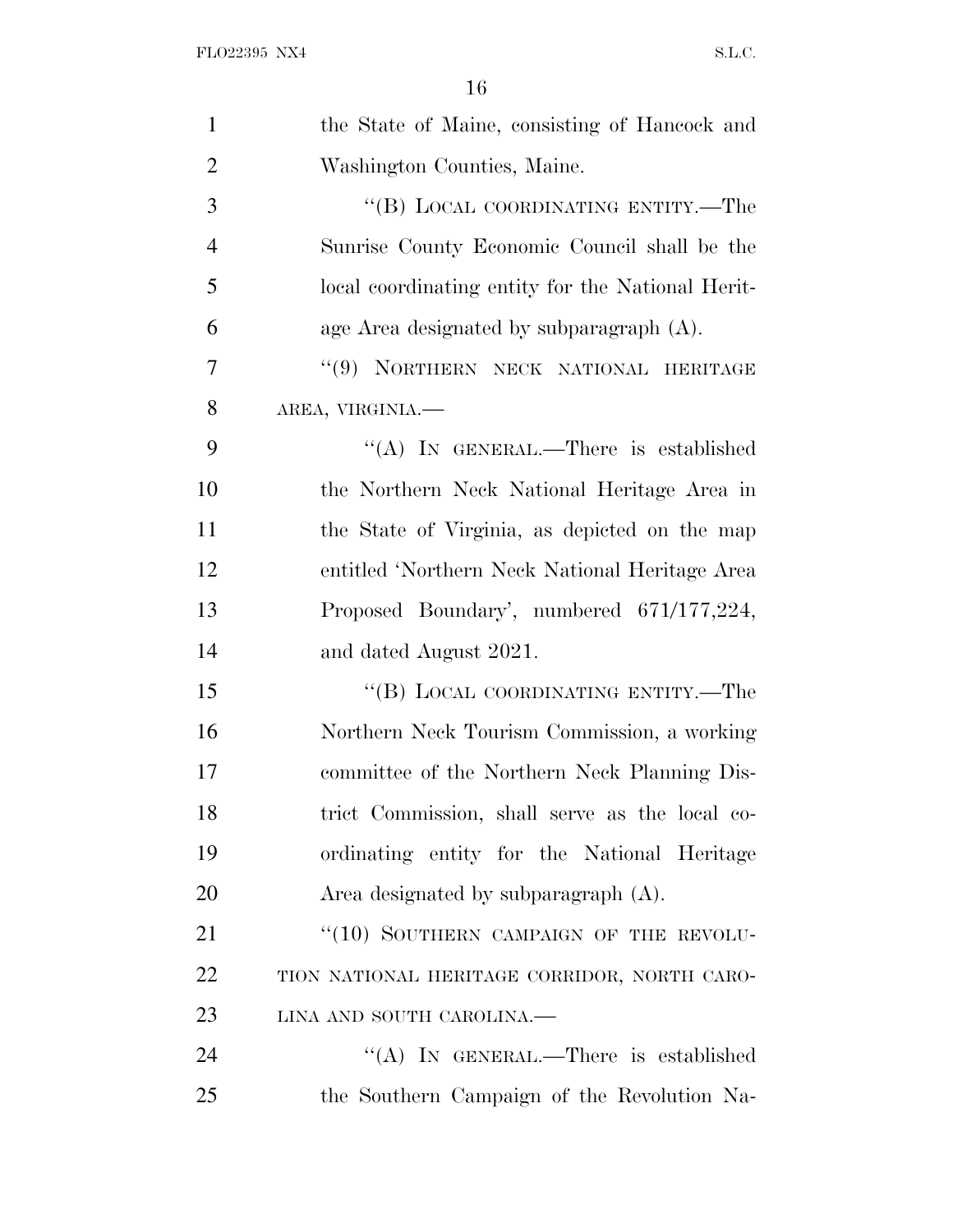the State of Maine, consisting of Hancock and Washington Counties, Maine.

"(B) LOCAL COORDINATING ENTITY.—The Sunrise County Economic Council shall be the local coordinating entity for the National Heritage Area designated by subparagraph (A).

"(9) NORTHERN NECK NATIONAL HERITAGE AREA, VIRGINIA.—

"(A) IN GENERAL.—There is established the Northern Neck National Heritage Area in the State of Virginia, as depicted on the map entitled 'Northern Neck National Heritage Area Proposed Boundary', numbered 671/177,224, and dated August 2021.

"(B) LOCAL COORDINATING ENTITY.—The Northern Neck Tourism Commission, a working committee of the Northern Neck Planning District Commission, shall serve as the local coordinating entity for the National Heritage Area designated by subparagraph (A).

"(10) SOUTHERN CAMPAIGN OF THE REVOLUTION NATIONAL HERITAGE CORRIDOR, NORTH CAROLINA AND SOUTH CAROLINA.—

"(A) IN GENERAL.—There is established the Southern Campaign of the Revolution Na-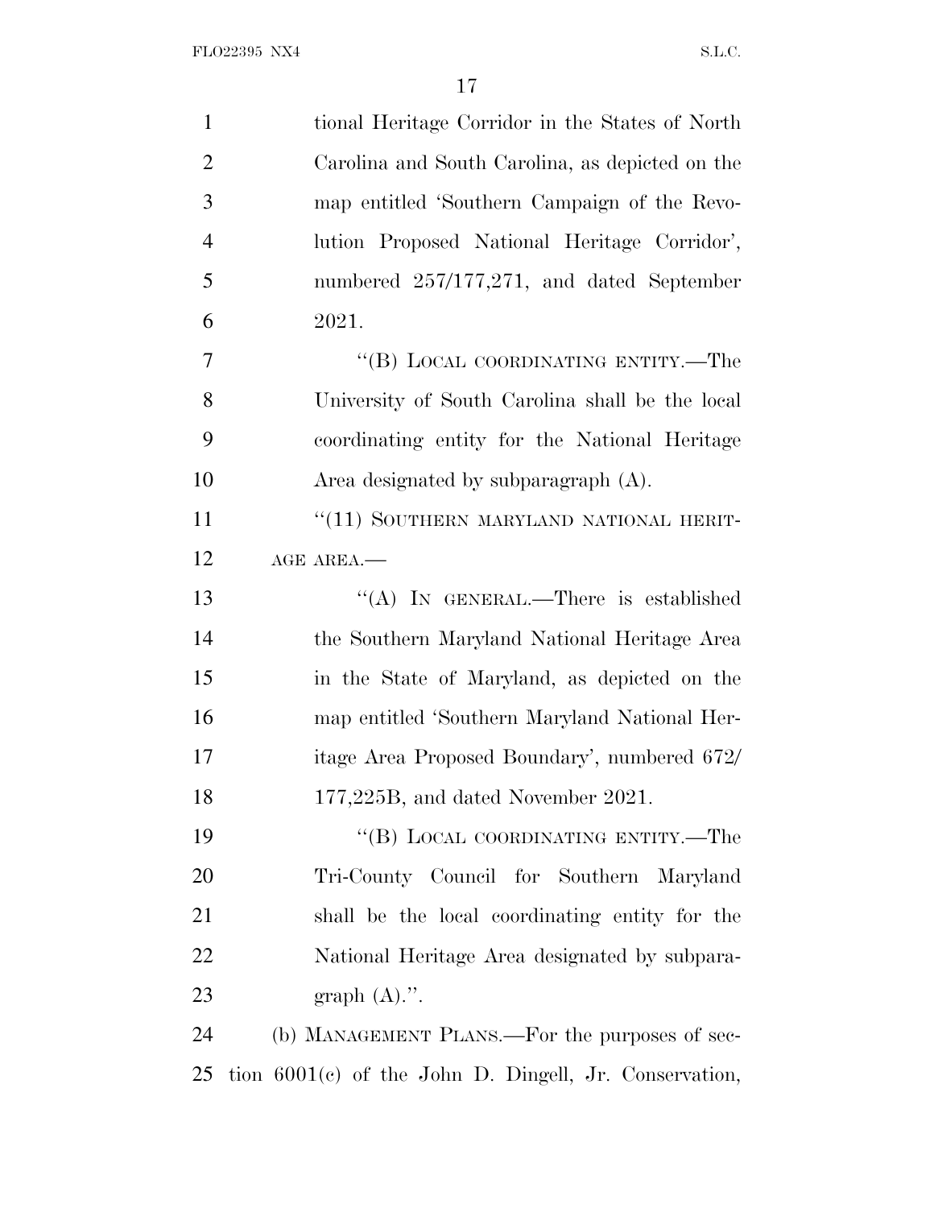tional Heritage Corridor in the States of North Carolina and South Carolina, as depicted on the map entitled 'Southern Campaign of the Revolution Proposed National Heritage Corridor', numbered 257/177,271, and dated September 2021.

"(B) LOCAL COORDINATING ENTITY.—The University of South Carolina shall be the local coordinating entity for the National Heritage Area designated by subparagraph (A).

"(11) SOUTHERN MARYLAND NATIONAL HERITAGE AREA.—

"(A) IN GENERAL.—There is established the Southern Maryland National Heritage Area in the State of Maryland, as depicted on the map entitled 'Southern Maryland National Heritage Area Proposed Boundary', numbered 672/177,225B, and dated November 2021.

"(B) LOCAL COORDINATING ENTITY.—The Tri-County Council for Southern Maryland shall be the local coordinating entity for the National Heritage Area designated by subparagraph (A).".

(b) MANAGEMENT PLANS.—For the purposes of section 6001(c) of the John D. Dingell, Jr. Conservation,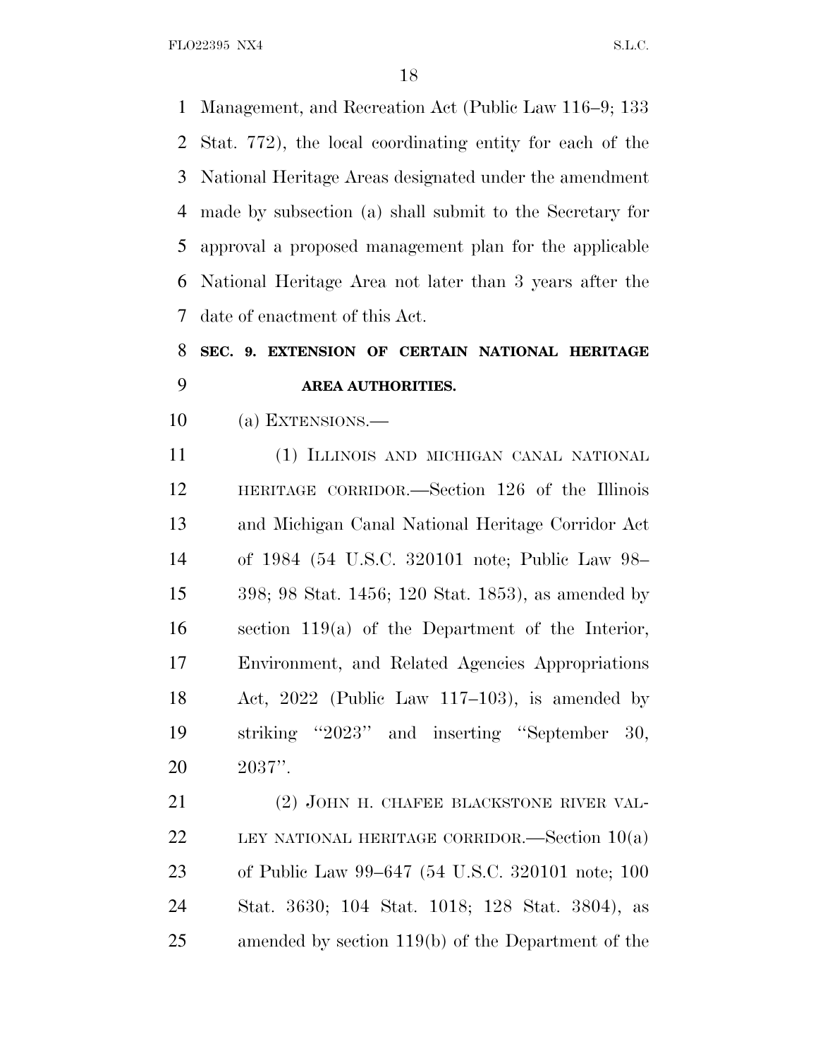Management, and Recreation Act (Public Law 116–9; 133 Stat. 772), the local coordinating entity for each of the National Heritage Areas designated under the amendment made by subsection (a) shall submit to the Secretary for approval a proposed management plan for the applicable National Heritage Area not later than 3 years after the date of enactment of this Act.

## SEC. 9. EXTENSION OF CERTAIN NATIONAL HERITAGE AREA AUTHORITIES.

(a) EXTENSIONS.—

(1) ILLINOIS AND MICHIGAN CANAL NATIONAL HERITAGE CORRIDOR.—Section 126 of the Illinois and Michigan Canal National Heritage Corridor Act of 1984 (54 U.S.C. 320101 note; Public Law 98–398; 98 Stat. 1456; 120 Stat. 1853), as amended by section 119(a) of the Department of the Interior, Environment, and Related Agencies Appropriations Act, 2022 (Public Law 117–103), is amended by striking "2023" and inserting "September 30, 2037".

(2) JOHN H. CHAFEE BLACKSTONE RIVER VALLEY NATIONAL HERITAGE CORRIDOR.—Section 10(a) of Public Law 99–647 (54 U.S.C. 320101 note; 100 Stat. 3630; 104 Stat. 1018; 128 Stat. 3804), as amended by section 119(b) of the Department of the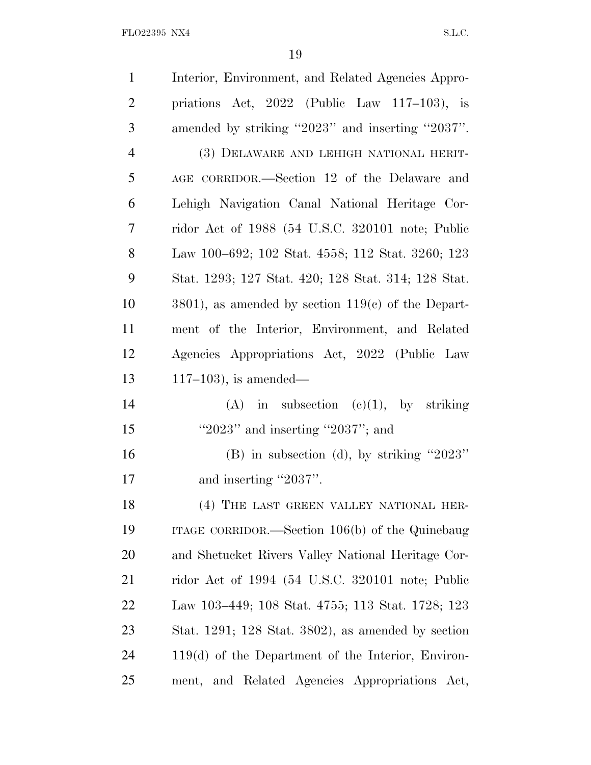Interior, Environment, and Related Agencies Appropriations Act, 2022 (Public Law 117–103), is amended by striking ''2023'' and inserting ''2037''.

(3) DELAWARE AND LEHIGH NATIONAL HERITAGE CORRIDOR.—Section 12 of the Delaware and Lehigh Navigation Canal National Heritage Corridor Act of 1988 (54 U.S.C. 320101 note; Public Law 100–692; 102 Stat. 4558; 112 Stat. 3260; 123 Stat. 1293; 127 Stat. 420; 128 Stat. 314; 128 Stat. 3801), as amended by section 119(c) of the Department of the Interior, Environment, and Related Agencies Appropriations Act, 2022 (Public Law 117–103), is amended—

(A) in subsection (c)(1), by striking ''2023'' and inserting ''2037''; and

(B) in subsection (d), by striking ''2023'' and inserting ''2037''.

(4) THE LAST GREEN VALLEY NATIONAL HERITAGE CORRIDOR.—Section 106(b) of the Quinebaug and Shetucket Rivers Valley National Heritage Corridor Act of 1994 (54 U.S.C. 320101 note; Public Law 103–449; 108 Stat. 4755; 113 Stat. 1728; 123 Stat. 1291; 128 Stat. 3802), as amended by section 119(d) of the Department of the Interior, Environment, and Related Agencies Appropriations Act,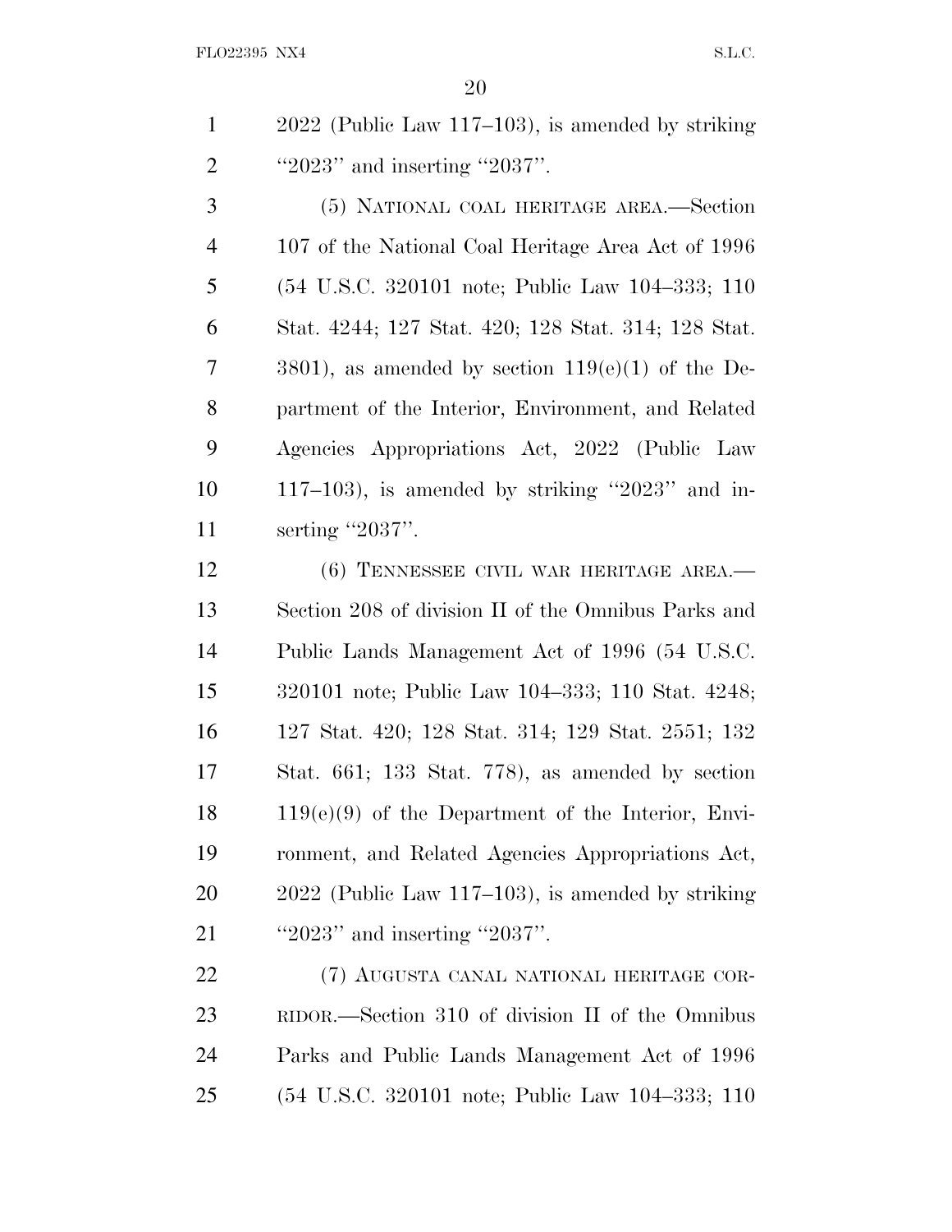2022 (Public Law 117–103), is amended by striking "2023" and inserting "2037".

(5) NATIONAL COAL HERITAGE AREA.—Section 107 of the National Coal Heritage Area Act of 1996 (54 U.S.C. 320101 note; Public Law 104–333; 110 Stat. 4244; 127 Stat. 420; 128 Stat. 314; 128 Stat. 3801), as amended by section 119(e)(1) of the Department of the Interior, Environment, and Related Agencies Appropriations Act, 2022 (Public Law 117–103), is amended by striking "2023" and inserting "2037".

(6) TENNESSEE CIVIL WAR HERITAGE AREA.—Section 208 of division II of the Omnibus Parks and Public Lands Management Act of 1996 (54 U.S.C. 320101 note; Public Law 104–333; 110 Stat. 4248; 127 Stat. 420; 128 Stat. 314; 129 Stat. 2551; 132 Stat. 661; 133 Stat. 778), as amended by section 119(e)(9) of the Department of the Interior, Environment, and Related Agencies Appropriations Act, 2022 (Public Law 117–103), is amended by striking "2023" and inserting "2037".

(7) AUGUSTA CANAL NATIONAL HERITAGE CORRIDOR.—Section 310 of division II of the Omnibus Parks and Public Lands Management Act of 1996 (54 U.S.C. 320101 note; Public Law 104–333; 110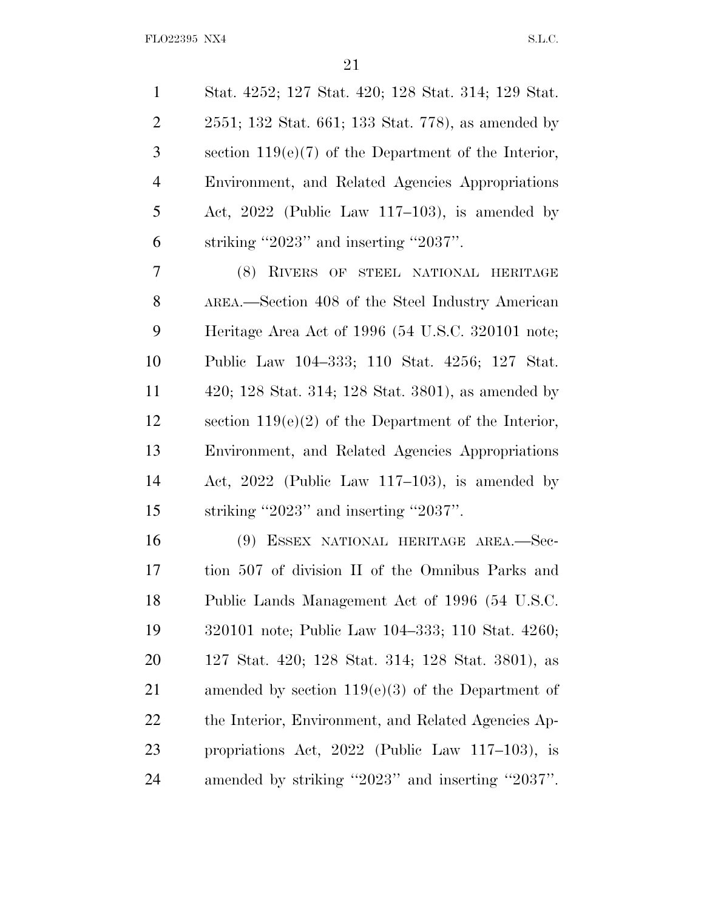Stat. 4252; 127 Stat. 420; 128 Stat. 314; 129 Stat. 2551; 132 Stat. 661; 133 Stat. 778), as amended by section 119(e)(7) of the Department of the Interior, Environment, and Related Agencies Appropriations Act, 2022 (Public Law 117–103), is amended by striking ''2023'' and inserting ''2037''.

(8) RIVERS OF STEEL NATIONAL HERITAGE AREA.—Section 408 of the Steel Industry American Heritage Area Act of 1996 (54 U.S.C. 320101 note; Public Law 104–333; 110 Stat. 4256; 127 Stat. 420; 128 Stat. 314; 128 Stat. 3801), as amended by section 119(e)(2) of the Department of the Interior, Environment, and Related Agencies Appropriations Act, 2022 (Public Law 117–103), is amended by striking ''2023'' and inserting ''2037''.

(9) ESSEX NATIONAL HERITAGE AREA.—Section 507 of division II of the Omnibus Parks and Public Lands Management Act of 1996 (54 U.S.C. 320101 note; Public Law 104–333; 110 Stat. 4260; 127 Stat. 420; 128 Stat. 314; 128 Stat. 3801), as amended by section 119(e)(3) of the Department of the Interior, Environment, and Related Agencies Appropriations Act, 2022 (Public Law 117–103), is amended by striking ''2023'' and inserting ''2037''.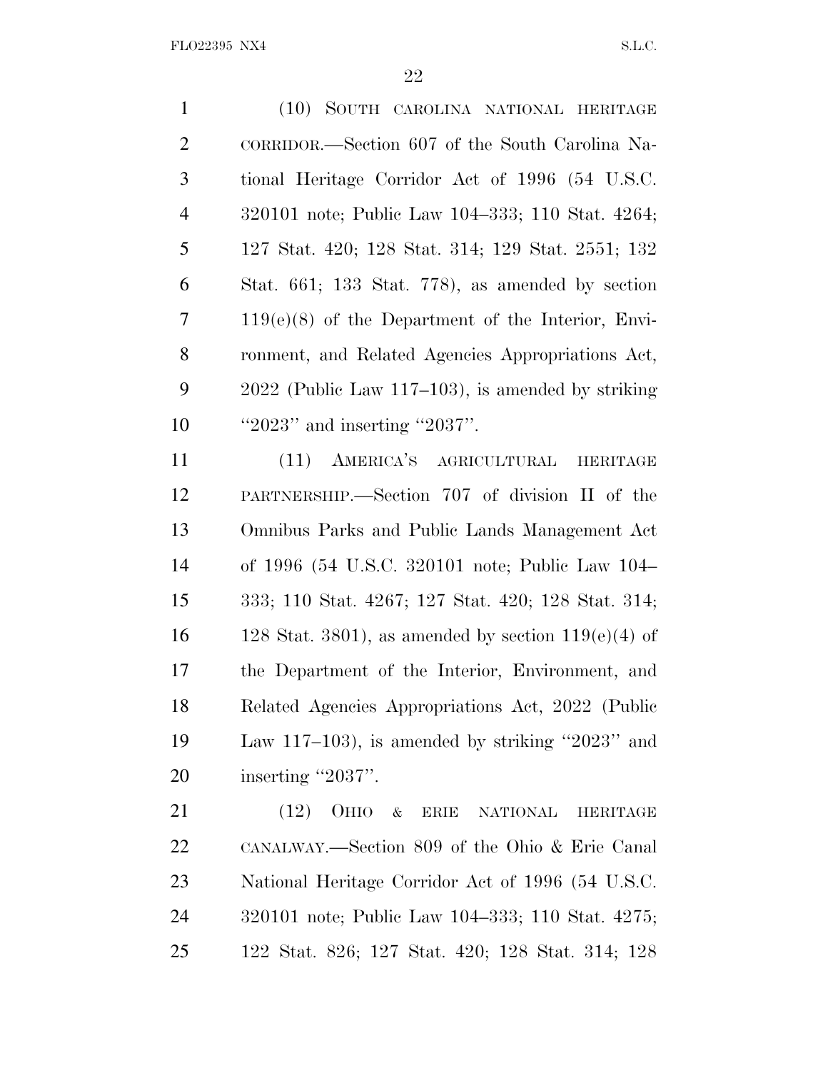(10) SOUTH CAROLINA NATIONAL HERITAGE CORRIDOR.—Section 607 of the South Carolina National Heritage Corridor Act of 1996 (54 U.S.C. 320101 note; Public Law 104–333; 110 Stat. 4264; 127 Stat. 420; 128 Stat. 314; 129 Stat. 2551; 132 Stat. 661; 133 Stat. 778), as amended by section 119(e)(8) of the Department of the Interior, Environment, and Related Agencies Appropriations Act, 2022 (Public Law 117–103), is amended by striking "2023" and inserting "2037".

(11) AMERICA'S AGRICULTURAL HERITAGE PARTNERSHIP.—Section 707 of division II of the Omnibus Parks and Public Lands Management Act of 1996 (54 U.S.C. 320101 note; Public Law 104–333; 110 Stat. 4267; 127 Stat. 420; 128 Stat. 314; 128 Stat. 3801), as amended by section 119(e)(4) of the Department of the Interior, Environment, and Related Agencies Appropriations Act, 2022 (Public Law 117–103), is amended by striking "2023" and inserting "2037".

(12) OHIO & ERIE NATIONAL HERITAGE CANALWAY.—Section 809 of the Ohio & Erie Canal National Heritage Corridor Act of 1996 (54 U.S.C. 320101 note; Public Law 104–333; 110 Stat. 4275; 122 Stat. 826; 127 Stat. 420; 128 Stat. 314; 128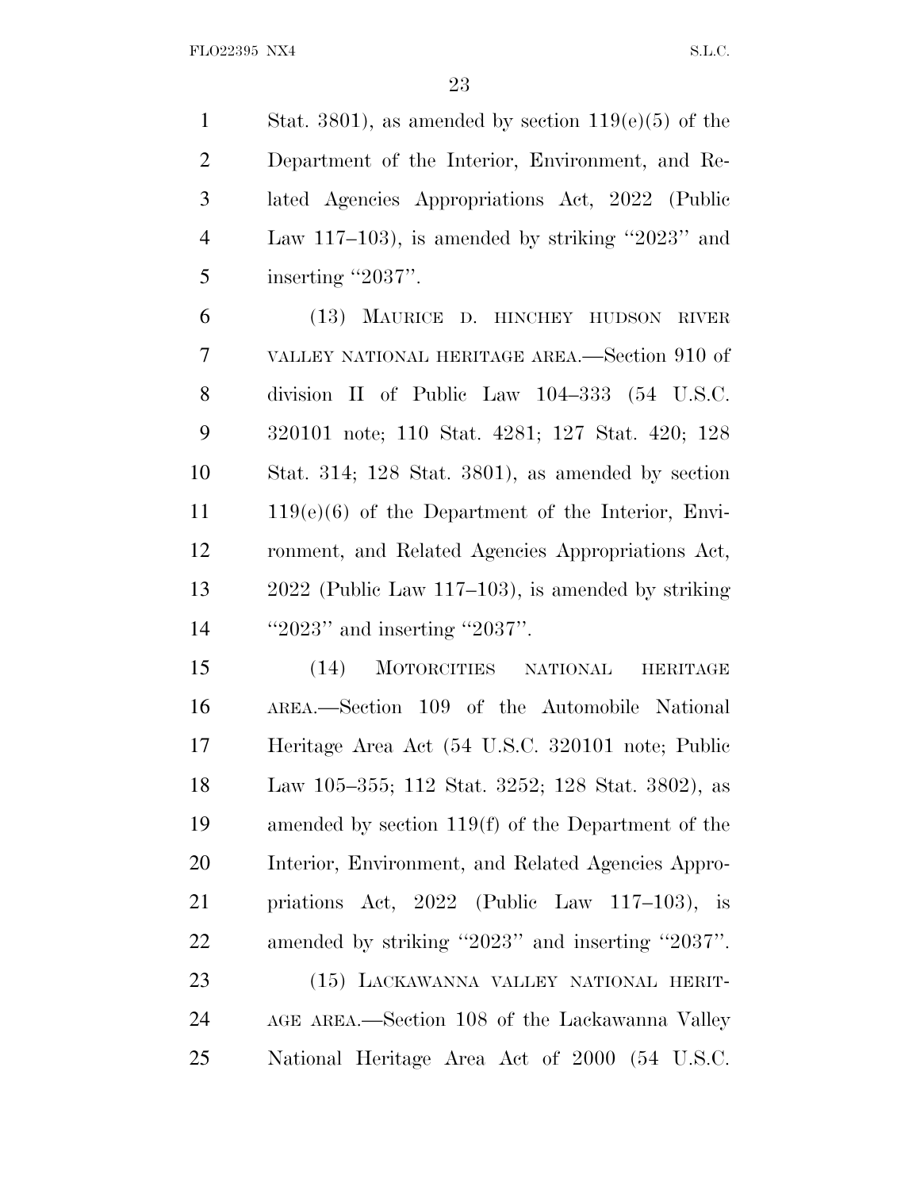Stat. 3801), as amended by section 119(e)(5) of the Department of the Interior, Environment, and Related Agencies Appropriations Act, 2022 (Public Law 117–103), is amended by striking ''2023'' and inserting ''2037''.

(13) MAURICE D. HINCHEY HUDSON RIVER VALLEY NATIONAL HERITAGE AREA.—Section 910 of division II of Public Law 104–333 (54 U.S.C. 320101 note; 110 Stat. 4281; 127 Stat. 420; 128 Stat. 314; 128 Stat. 3801), as amended by section 119(e)(6) of the Department of the Interior, Environment, and Related Agencies Appropriations Act, 2022 (Public Law 117–103), is amended by striking ''2023'' and inserting ''2037''.

(14) MOTORCITIES NATIONAL HERITAGE AREA.—Section 109 of the Automobile National Heritage Area Act (54 U.S.C. 320101 note; Public Law 105–355; 112 Stat. 3252; 128 Stat. 3802), as amended by section 119(f) of the Department of the Interior, Environment, and Related Agencies Appropriations Act, 2022 (Public Law 117–103), is amended by striking ''2023'' and inserting ''2037''.

(15) LACKAWANNA VALLEY NATIONAL HERITAGE AREA.—Section 108 of the Lackawanna Valley National Heritage Area Act of 2000 (54 U.S.C.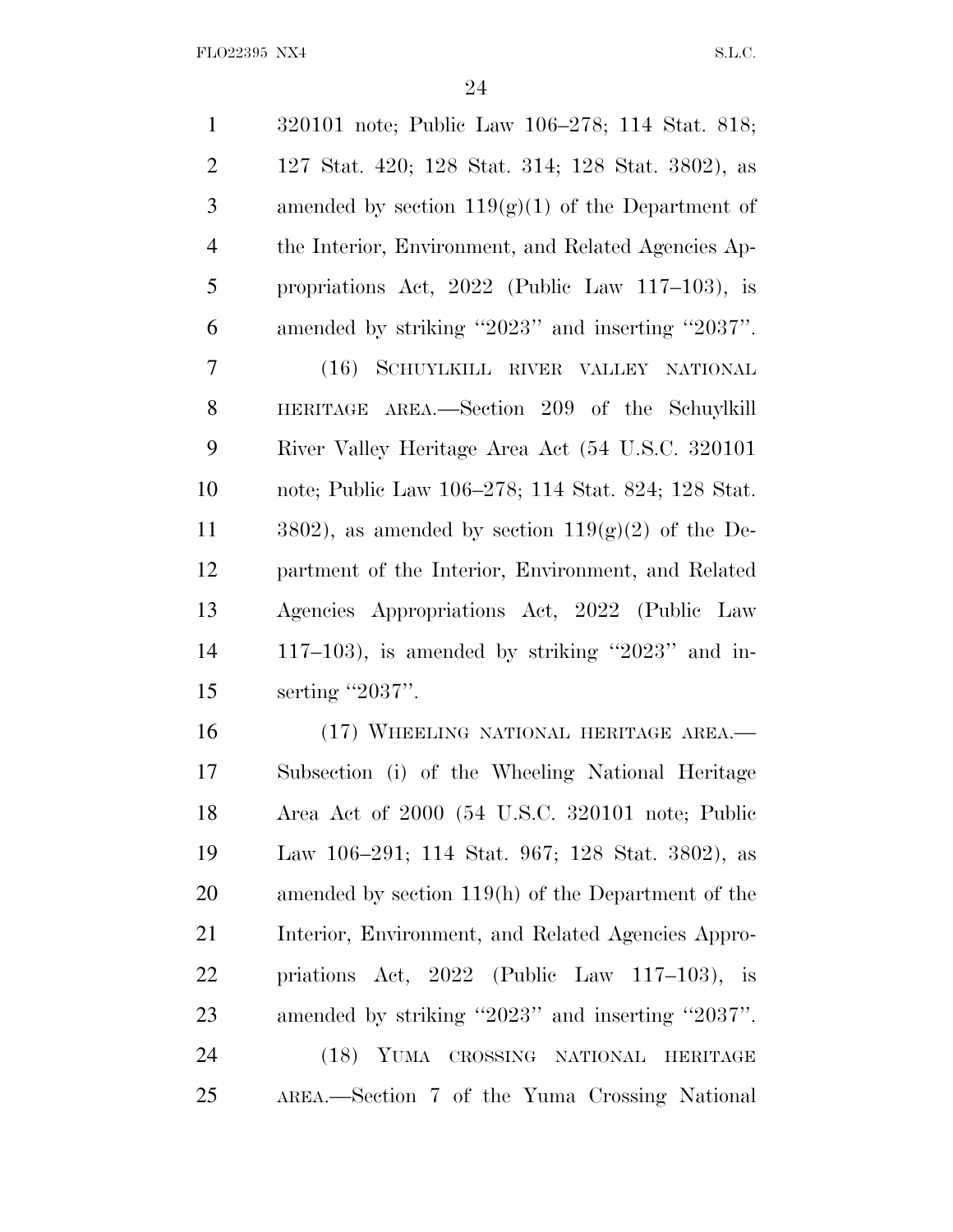320101 note; Public Law 106–278; 114 Stat. 818; 127 Stat. 420; 128 Stat. 314; 128 Stat. 3802), as amended by section 119(g)(1) of the Department of the Interior, Environment, and Related Agencies Appropriations Act, 2022 (Public Law 117–103), is amended by striking "2023" and inserting "2037".

(16) SCHUYLKILL RIVER VALLEY NATIONAL HERITAGE AREA.—Section 209 of the Schuylkill River Valley Heritage Area Act (54 U.S.C. 320101 note; Public Law 106–278; 114 Stat. 824; 128 Stat. 3802), as amended by section 119(g)(2) of the Department of the Interior, Environment, and Related Agencies Appropriations Act, 2022 (Public Law 117–103), is amended by striking "2023" and inserting "2037".

(17) WHEELING NATIONAL HERITAGE AREA.—Subsection (i) of the Wheeling National Heritage Area Act of 2000 (54 U.S.C. 320101 note; Public Law 106–291; 114 Stat. 967; 128 Stat. 3802), as amended by section 119(h) of the Department of the Interior, Environment, and Related Agencies Appropriations Act, 2022 (Public Law 117–103), is amended by striking "2023" and inserting "2037".

(18) YUMA CROSSING NATIONAL HERITAGE AREA.—Section 7 of the Yuma Crossing National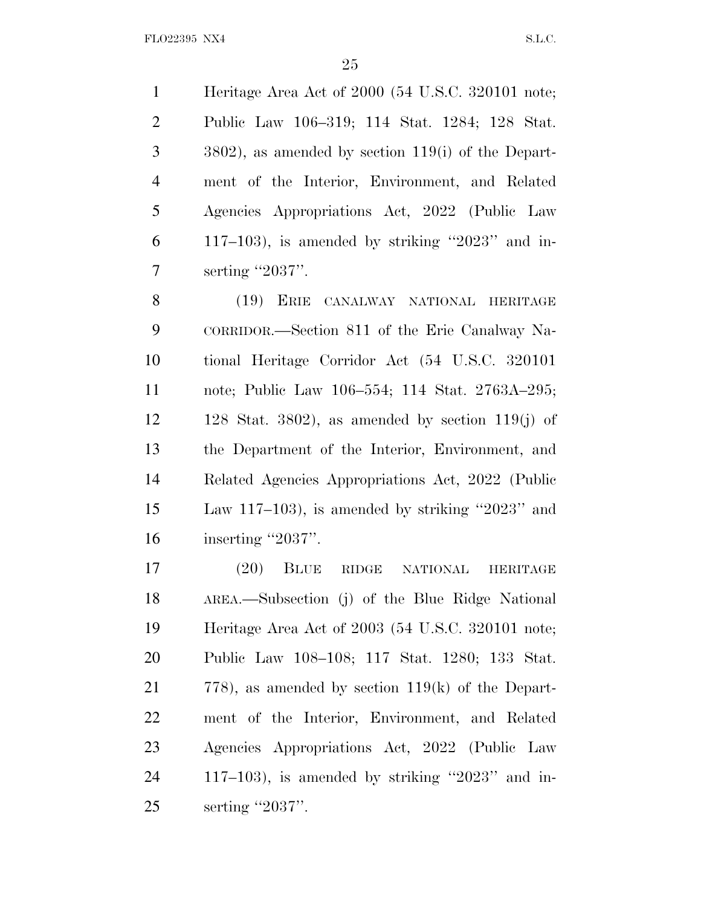Heritage Area Act of 2000 (54 U.S.C. 320101 note; Public Law 106–319; 114 Stat. 1284; 128 Stat. 3802), as amended by section 119(i) of the Department of the Interior, Environment, and Related Agencies Appropriations Act, 2022 (Public Law 117–103), is amended by striking ''2023'' and inserting ''2037''.

(19) ERIE CANALWAY NATIONAL HERITAGE CORRIDOR.—Section 811 of the Erie Canalway National Heritage Corridor Act (54 U.S.C. 320101 note; Public Law 106–554; 114 Stat. 2763A–295; 128 Stat. 3802), as amended by section 119(j) of the Department of the Interior, Environment, and Related Agencies Appropriations Act, 2022 (Public Law 117–103), is amended by striking ''2023'' and inserting ''2037''.

(20) BLUE RIDGE NATIONAL HERITAGE AREA.—Subsection (j) of the Blue Ridge National Heritage Area Act of 2003 (54 U.S.C. 320101 note; Public Law 108–108; 117 Stat. 1280; 133 Stat. 778), as amended by section 119(k) of the Department of the Interior, Environment, and Related Agencies Appropriations Act, 2022 (Public Law 117–103), is amended by striking ''2023'' and inserting ''2037''.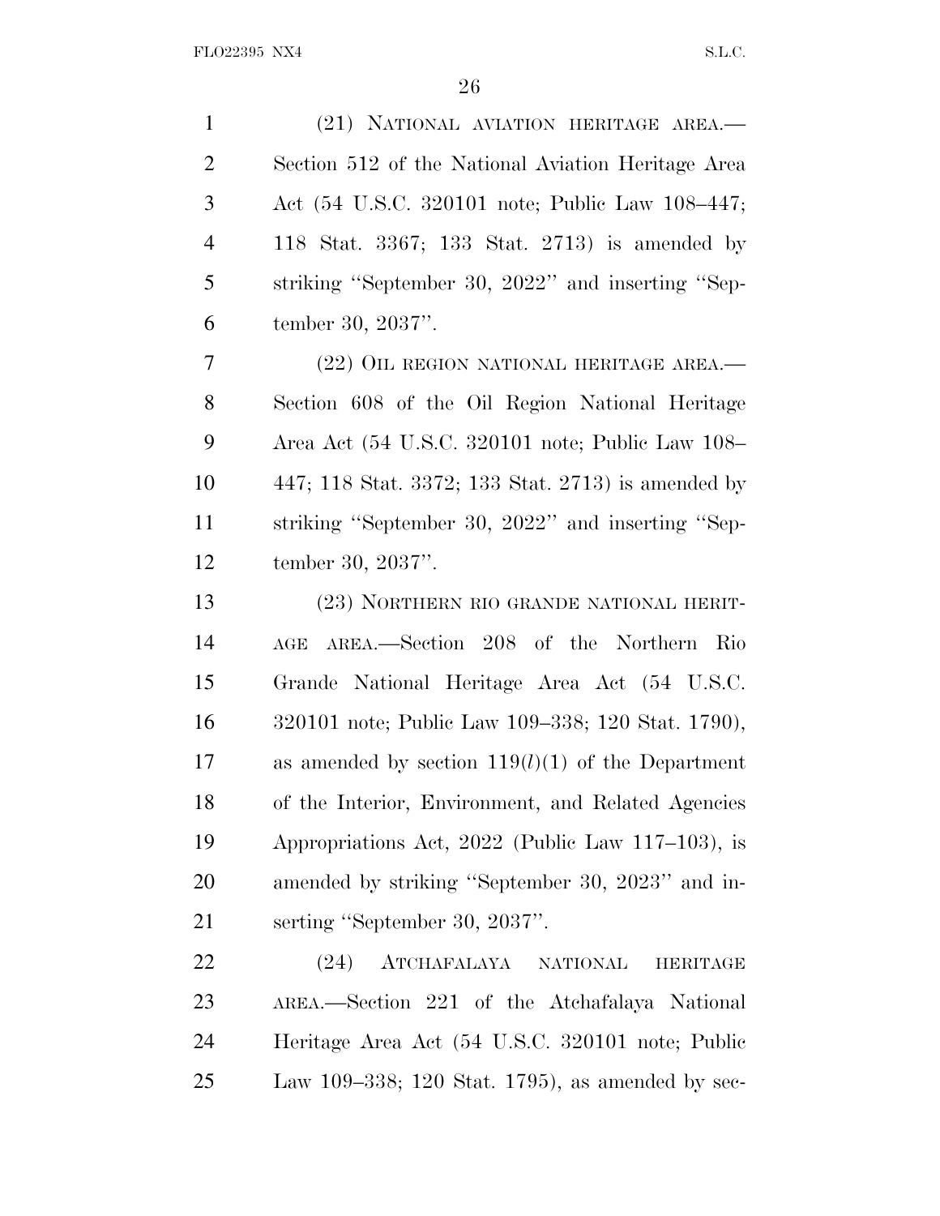(21) NATIONAL AVIATION HERITAGE AREA.—Section 512 of the National Aviation Heritage Area Act (54 U.S.C. 320101 note; Public Law 108–447; 118 Stat. 3367; 133 Stat. 2713) is amended by striking ''September 30, 2022'' and inserting ''September 30, 2037''.

(22) OIL REGION NATIONAL HERITAGE AREA.—Section 608 of the Oil Region National Heritage Area Act (54 U.S.C. 320101 note; Public Law 108–447; 118 Stat. 3372; 133 Stat. 2713) is amended by striking ''September 30, 2022'' and inserting ''September 30, 2037''.

(23) NORTHERN RIO GRANDE NATIONAL HERITAGE AREA.—Section 208 of the Northern Rio Grande National Heritage Area Act (54 U.S.C. 320101 note; Public Law 109–338; 120 Stat. 1790), as amended by section 119(*l*)(1) of the Department of the Interior, Environment, and Related Agencies Appropriations Act, 2022 (Public Law 117–103), is amended by striking ''September 30, 2023'' and inserting ''September 30, 2037''.

(24) ATCHAFALAYA NATIONAL HERITAGE AREA.—Section 221 of the Atchafalaya National Heritage Area Act (54 U.S.C. 320101 note; Public Law 109–338; 120 Stat. 1795), as amended by sec-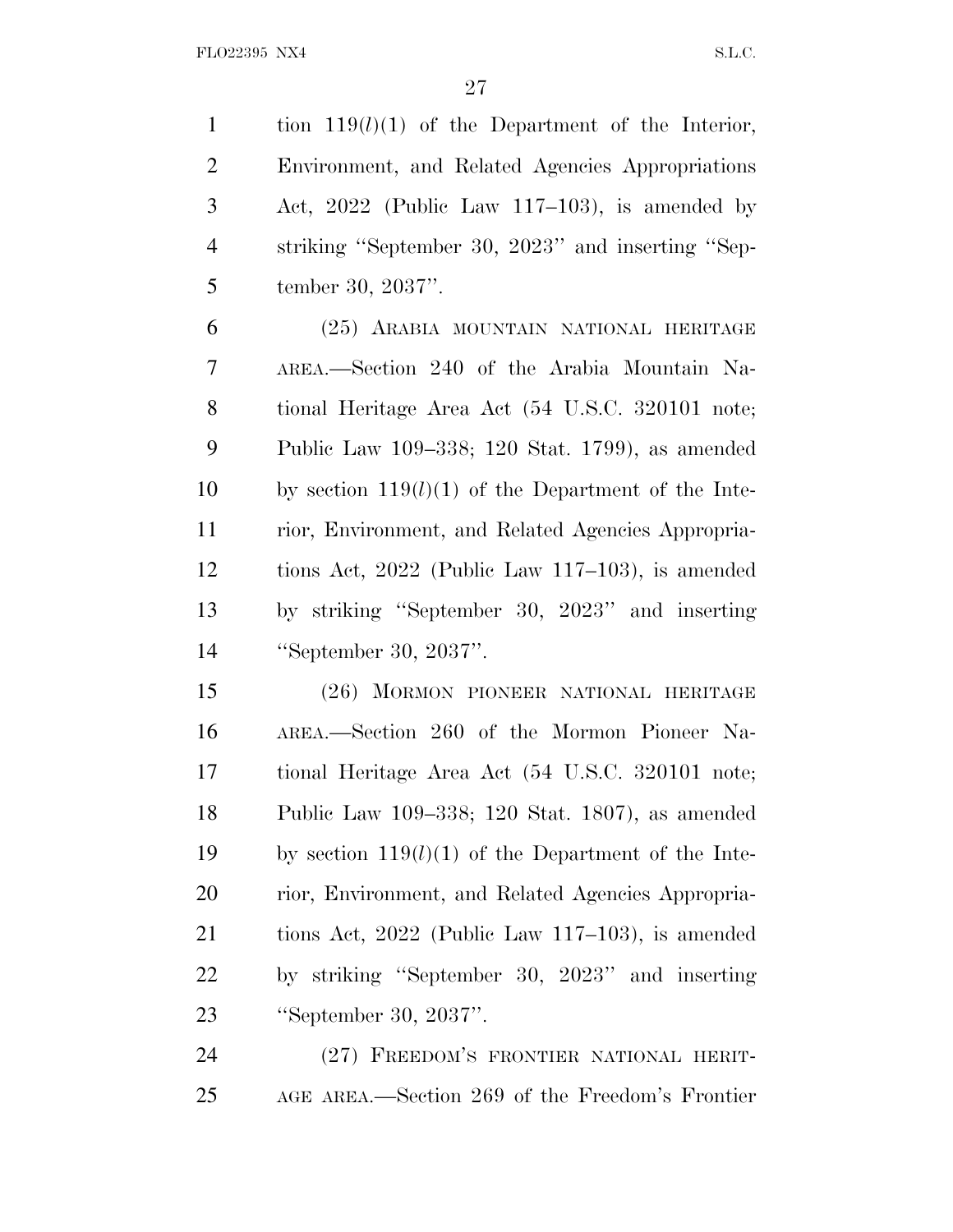tion 119(*l*)(1) of the Department of the Interior, Environment, and Related Agencies Appropriations Act, 2022 (Public Law 117–103), is amended by striking ''September 30, 2023'' and inserting ''September 30, 2037''.

(25) ARABIA MOUNTAIN NATIONAL HERITAGE AREA.—Section 240 of the Arabia Mountain National Heritage Area Act (54 U.S.C. 320101 note; Public Law 109–338; 120 Stat. 1799), as amended by section 119(*l*)(1) of the Department of the Interior, Environment, and Related Agencies Appropriations Act, 2022 (Public Law 117–103), is amended by striking ''September 30, 2023'' and inserting ''September 30, 2037''.

(26) MORMON PIONEER NATIONAL HERITAGE AREA.—Section 260 of the Mormon Pioneer National Heritage Area Act (54 U.S.C. 320101 note; Public Law 109–338; 120 Stat. 1807), as amended by section 119(*l*)(1) of the Department of the Interior, Environment, and Related Agencies Appropriations Act, 2022 (Public Law 117–103), is amended by striking ''September 30, 2023'' and inserting ''September 30, 2037''.

(27) FREEDOM'S FRONTIER NATIONAL HERITAGE AREA.—Section 269 of the Freedom's Frontier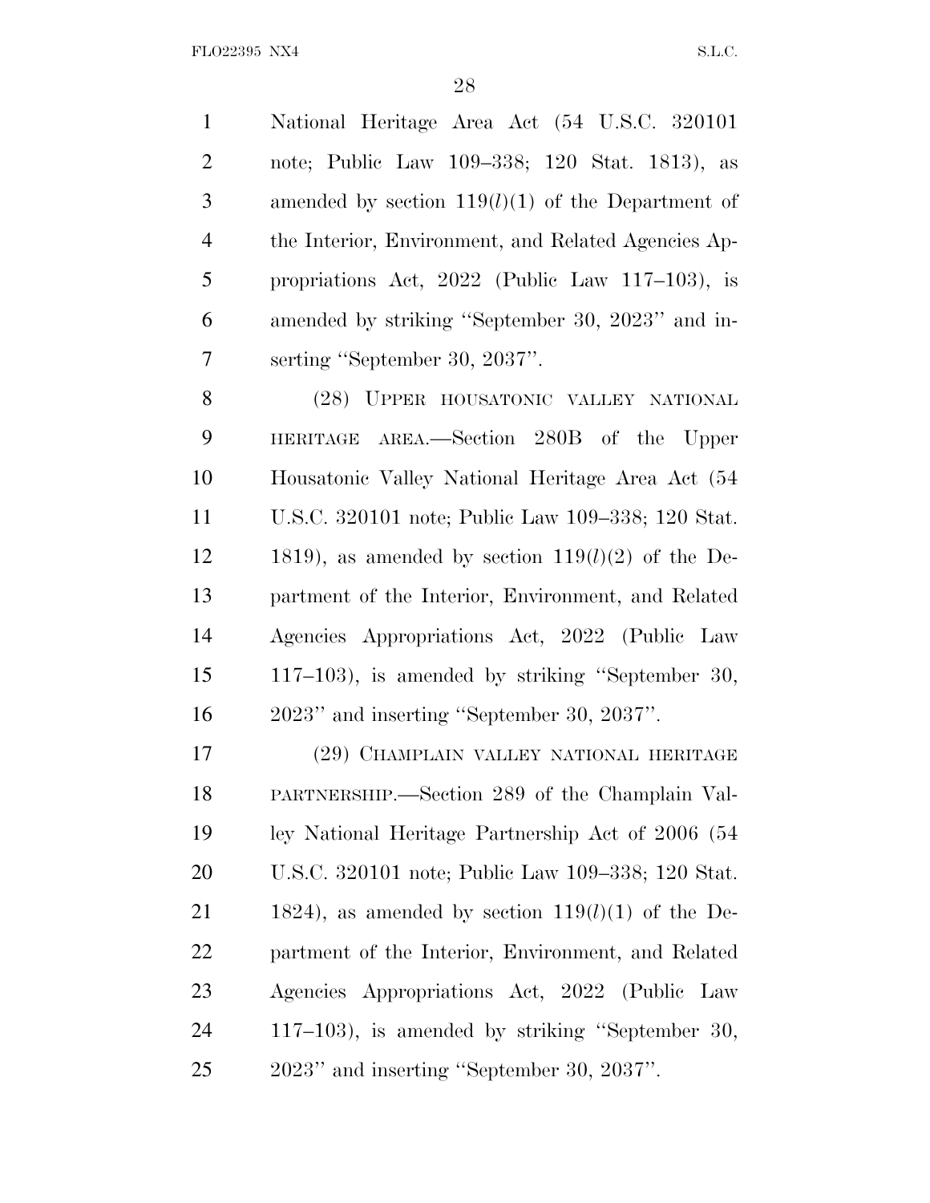National Heritage Area Act (54 U.S.C. 320101 note; Public Law 109–338; 120 Stat. 1813), as amended by section 119(*l*)(1) of the Department of the Interior, Environment, and Related Agencies Appropriations Act, 2022 (Public Law 117–103), is amended by striking "September 30, 2023" and inserting "September 30, 2037".

(28) UPPER HOUSATONIC VALLEY NATIONAL HERITAGE AREA.—Section 280B of the Upper Housatonic Valley National Heritage Area Act (54 U.S.C. 320101 note; Public Law 109–338; 120 Stat. 1819), as amended by section 119(*l*)(2) of the Department of the Interior, Environment, and Related Agencies Appropriations Act, 2022 (Public Law 117–103), is amended by striking "September 30, 2023" and inserting "September 30, 2037".

(29) CHAMPLAIN VALLEY NATIONAL HERITAGE PARTNERSHIP.—Section 289 of the Champlain Valley National Heritage Partnership Act of 2006 (54 U.S.C. 320101 note; Public Law 109–338; 120 Stat. 1824), as amended by section 119(*l*)(1) of the Department of the Interior, Environment, and Related Agencies Appropriations Act, 2022 (Public Law 117–103), is amended by striking "September 30, 2023" and inserting "September 30, 2037".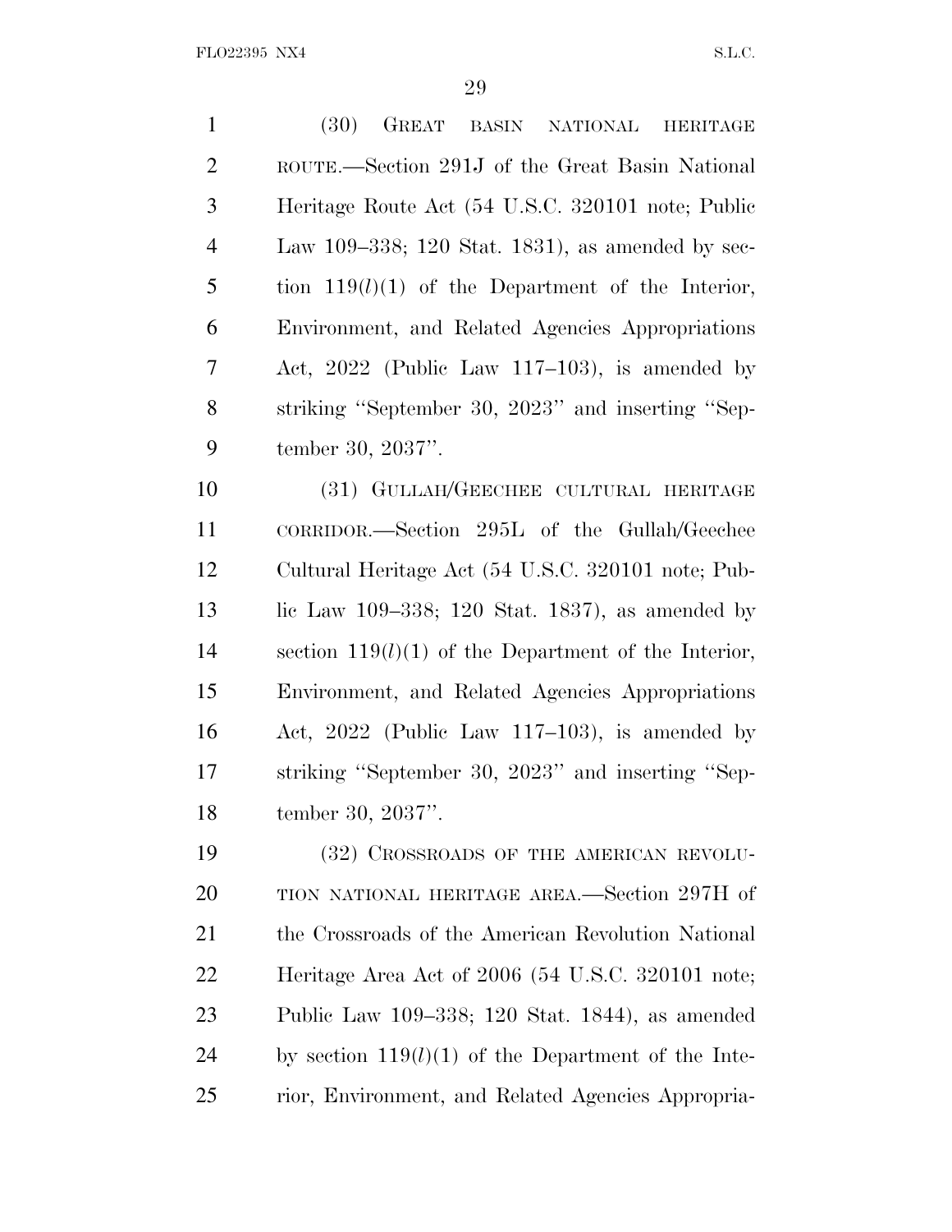(30) GREAT BASIN NATIONAL HERITAGE ROUTE.—Section 291J of the Great Basin National Heritage Route Act (54 U.S.C. 320101 note; Public Law 109–338; 120 Stat. 1831), as amended by section 119(*l*)(1) of the Department of the Interior, Environment, and Related Agencies Appropriations Act, 2022 (Public Law 117–103), is amended by striking "September 30, 2023" and inserting "September 30, 2037".

(31) GULLAH/GEECHEE CULTURAL HERITAGE CORRIDOR.—Section 295L of the Gullah/Geechee Cultural Heritage Act (54 U.S.C. 320101 note; Public Law 109–338; 120 Stat. 1837), as amended by section 119(*l*)(1) of the Department of the Interior, Environment, and Related Agencies Appropriations Act, 2022 (Public Law 117–103), is amended by striking "September 30, 2023" and inserting "September 30, 2037".

(32) CROSSROADS OF THE AMERICAN REVOLUTION NATIONAL HERITAGE AREA.—Section 297H of the Crossroads of the American Revolution National Heritage Area Act of 2006 (54 U.S.C. 320101 note; Public Law 109–338; 120 Stat. 1844), as amended by section 119(*l*)(1) of the Department of the Interior, Environment, and Related Agencies Appropria-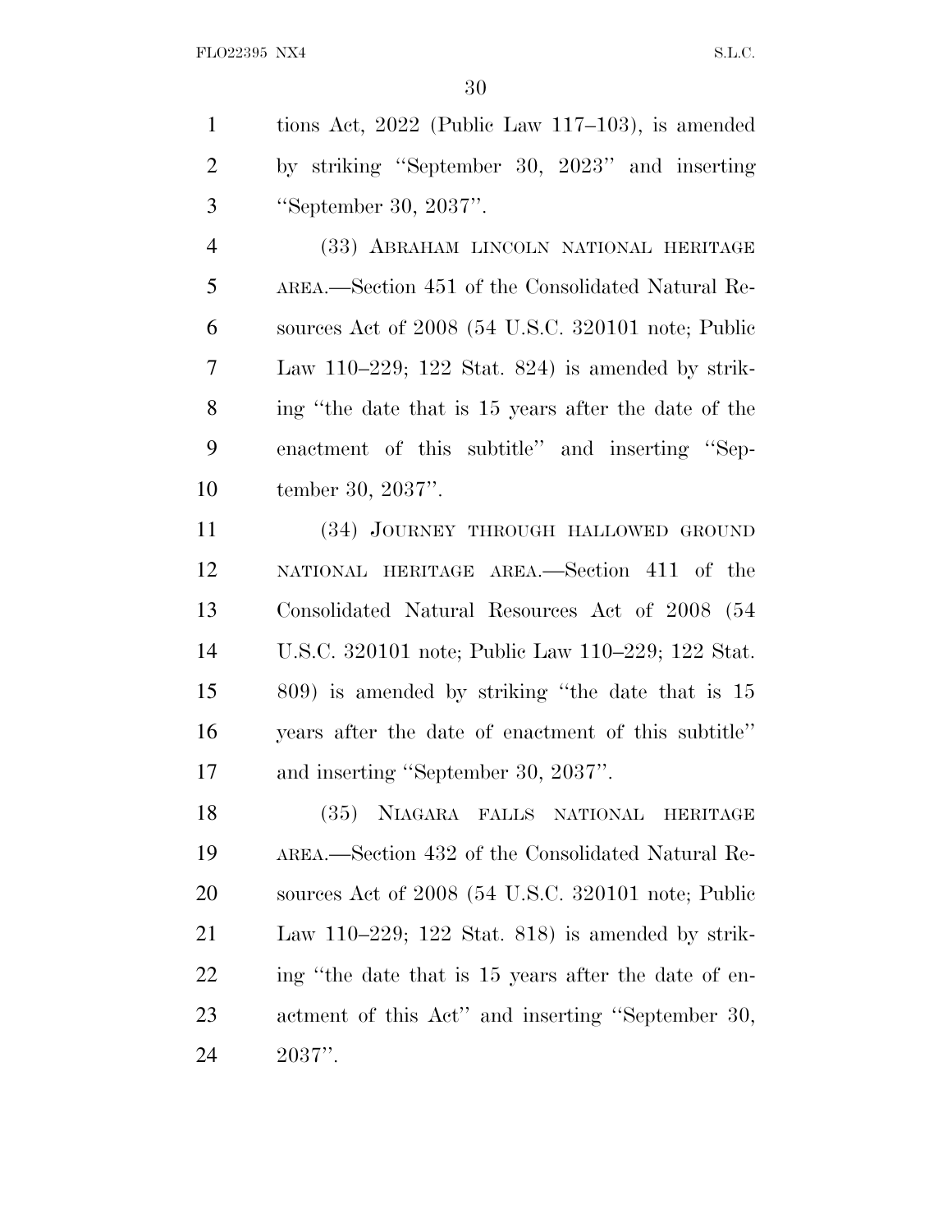tions Act, 2022 (Public Law 117–103), is amended by striking ''September 30, 2023'' and inserting ''September 30, 2037''.

(33) ABRAHAM LINCOLN NATIONAL HERITAGE AREA.—Section 451 of the Consolidated Natural Resources Act of 2008 (54 U.S.C. 320101 note; Public Law 110–229; 122 Stat. 824) is amended by striking ''the date that is 15 years after the date of the enactment of this subtitle'' and inserting ''September 30, 2037''.

(34) JOURNEY THROUGH HALLOWED GROUND NATIONAL HERITAGE AREA.—Section 411 of the Consolidated Natural Resources Act of 2008 (54 U.S.C. 320101 note; Public Law 110–229; 122 Stat. 809) is amended by striking ''the date that is 15 years after the date of enactment of this subtitle'' and inserting ''September 30, 2037''.

(35) NIAGARA FALLS NATIONAL HERITAGE AREA.—Section 432 of the Consolidated Natural Resources Act of 2008 (54 U.S.C. 320101 note; Public Law 110–229; 122 Stat. 818) is amended by striking ''the date that is 15 years after the date of enactment of this Act'' and inserting ''September 30, 2037''.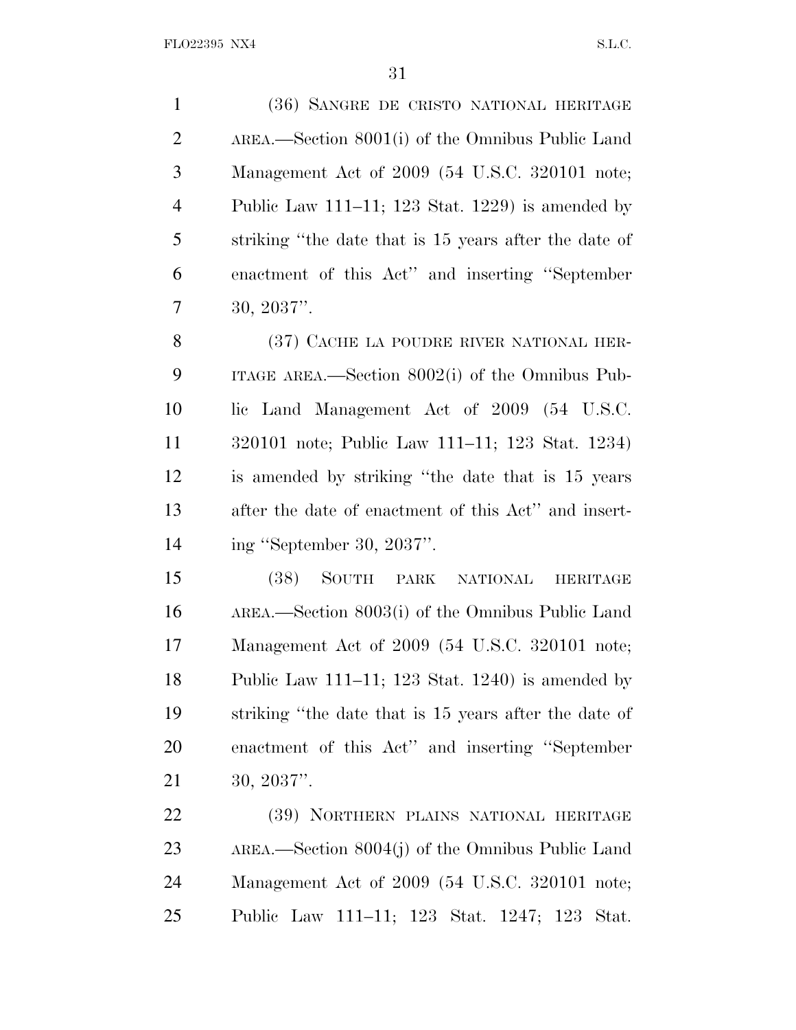(36) SANGRE DE CRISTO NATIONAL HERITAGE AREA.—Section 8001(i) of the Omnibus Public Land Management Act of 2009 (54 U.S.C. 320101 note; Public Law 111–11; 123 Stat. 1229) is amended by striking "the date that is 15 years after the date of enactment of this Act" and inserting "September 30, 2037".

(37) CACHE LA POUDRE RIVER NATIONAL HERITAGE AREA.—Section 8002(i) of the Omnibus Public Land Management Act of 2009 (54 U.S.C. 320101 note; Public Law 111–11; 123 Stat. 1234) is amended by striking "the date that is 15 years after the date of enactment of this Act" and inserting "September 30, 2037".

(38) SOUTH PARK NATIONAL HERITAGE AREA.—Section 8003(i) of the Omnibus Public Land Management Act of 2009 (54 U.S.C. 320101 note; Public Law 111–11; 123 Stat. 1240) is amended by striking "the date that is 15 years after the date of enactment of this Act" and inserting "September 30, 2037".

(39) NORTHERN PLAINS NATIONAL HERITAGE AREA.—Section 8004(j) of the Omnibus Public Land Management Act of 2009 (54 U.S.C. 320101 note; Public Law 111–11; 123 Stat. 1247; 123 Stat.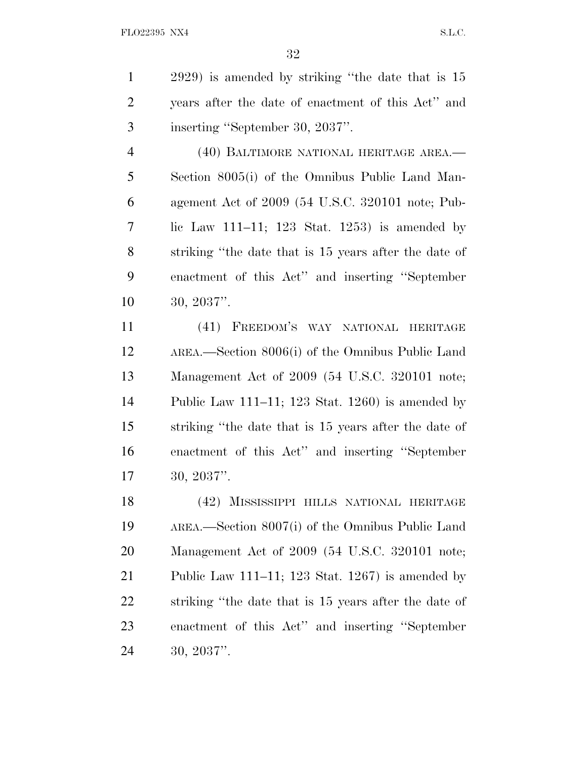2929) is amended by striking "the date that is 15 years after the date of enactment of this Act" and inserting "September 30, 2037".

(40) BALTIMORE NATIONAL HERITAGE AREA.—Section 8005(i) of the Omnibus Public Land Management Act of 2009 (54 U.S.C. 320101 note; Public Law 111–11; 123 Stat. 1253) is amended by striking "the date that is 15 years after the date of enactment of this Act" and inserting "September 30, 2037".

(41) FREEDOM'S WAY NATIONAL HERITAGE AREA.—Section 8006(i) of the Omnibus Public Land Management Act of 2009 (54 U.S.C. 320101 note; Public Law 111–11; 123 Stat. 1260) is amended by striking "the date that is 15 years after the date of enactment of this Act" and inserting "September 30, 2037".

(42) MISSISSIPPI HILLS NATIONAL HERITAGE AREA.—Section 8007(i) of the Omnibus Public Land Management Act of 2009 (54 U.S.C. 320101 note; Public Law 111–11; 123 Stat. 1267) is amended by striking "the date that is 15 years after the date of enactment of this Act" and inserting "September 30, 2037".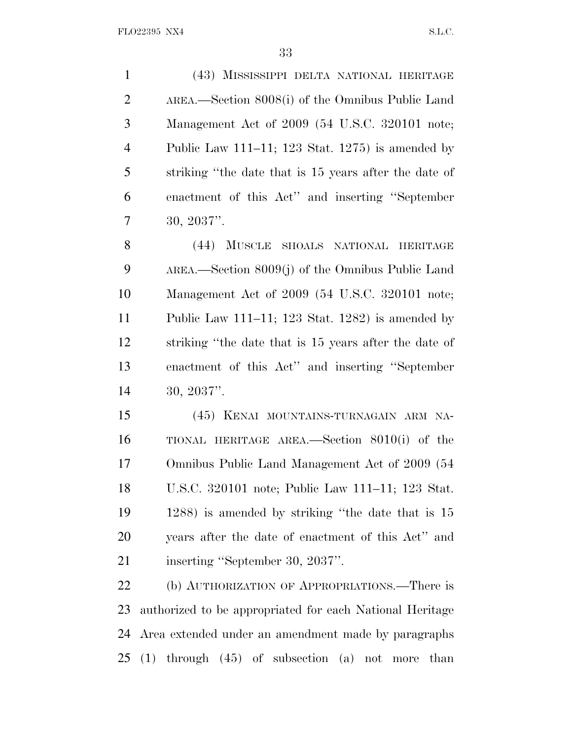(43) MISSISSIPPI DELTA NATIONAL HERITAGE AREA.—Section 8008(i) of the Omnibus Public Land Management Act of 2009 (54 U.S.C. 320101 note; Public Law 111–11; 123 Stat. 1275) is amended by striking ''the date that is 15 years after the date of enactment of this Act'' and inserting ''September 30, 2037''.

(44) MUSCLE SHOALS NATIONAL HERITAGE AREA.—Section 8009(j) of the Omnibus Public Land Management Act of 2009 (54 U.S.C. 320101 note; Public Law 111–11; 123 Stat. 1282) is amended by striking ''the date that is 15 years after the date of enactment of this Act'' and inserting ''September 30, 2037''.

(45) KENAI MOUNTAINS-TURNAGAIN ARM NATIONAL HERITAGE AREA.—Section 8010(i) of the Omnibus Public Land Management Act of 2009 (54 U.S.C. 320101 note; Public Law 111–11; 123 Stat. 1288) is amended by striking ''the date that is 15 years after the date of enactment of this Act'' and inserting ''September 30, 2037''.

(b) AUTHORIZATION OF APPROPRIATIONS.—There is authorized to be appropriated for each National Heritage Area extended under an amendment made by paragraphs (1) through (45) of subsection (a) not more than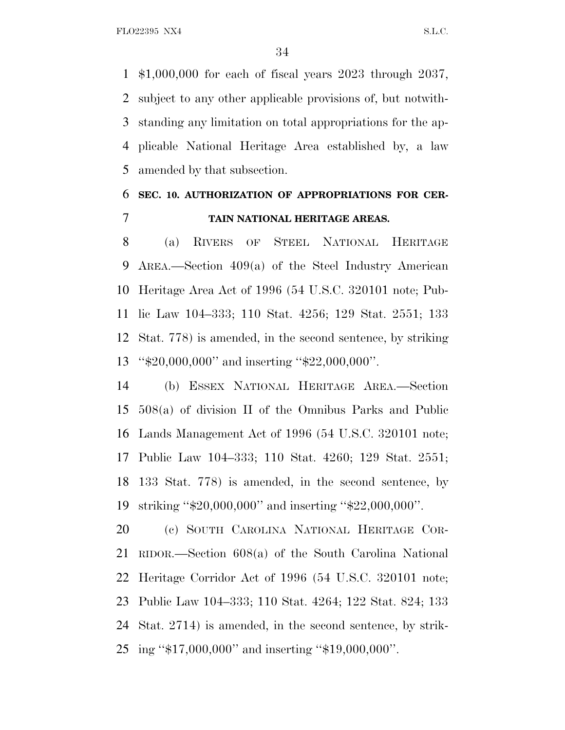$1,000,000 for each of fiscal years 2023 through 2037, subject to any other applicable provisions of, but notwithstanding any limitation on total appropriations for the applicable National Heritage Area established by, a law amended by that subsection.

**SEC. 10. AUTHORIZATION OF APPROPRIATIONS FOR CERTAIN NATIONAL HERITAGE AREAS.**

(a) RIVERS OF STEEL NATIONAL HERITAGE AREA.—Section 409(a) of the Steel Industry American Heritage Area Act of 1996 (54 U.S.C. 320101 note; Public Law 104–333; 110 Stat. 4256; 129 Stat. 2551; 133 Stat. 778) is amended, in the second sentence, by striking ''$20,000,000'' and inserting ''$22,000,000''.

(b) ESSEX NATIONAL HERITAGE AREA.—Section 508(a) of division II of the Omnibus Parks and Public Lands Management Act of 1996 (54 U.S.C. 320101 note; Public Law 104–333; 110 Stat. 4260; 129 Stat. 2551; 133 Stat. 778) is amended, in the second sentence, by striking ''$20,000,000'' and inserting ''$22,000,000''.

(c) SOUTH CAROLINA NATIONAL HERITAGE CORRIDOR.—Section 608(a) of the South Carolina National Heritage Corridor Act of 1996 (54 U.S.C. 320101 note; Public Law 104–333; 110 Stat. 4264; 122 Stat. 824; 133 Stat. 2714) is amended, in the second sentence, by striking ''$17,000,000'' and inserting ''$19,000,000''.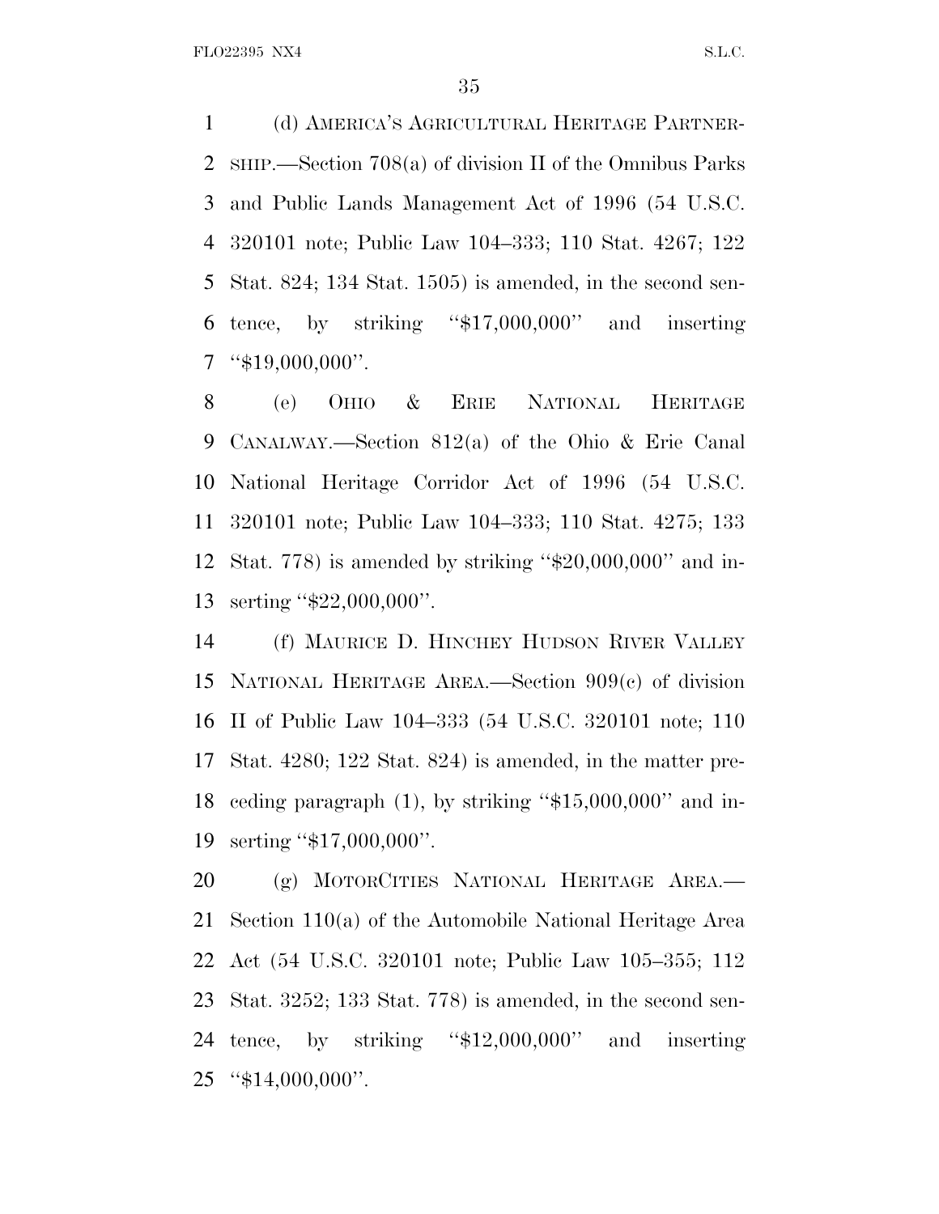(d) AMERICA'S AGRICULTURAL HERITAGE PARTNERSHIP.—Section 708(a) of division II of the Omnibus Parks and Public Lands Management Act of 1996 (54 U.S.C. 320101 note; Public Law 104–333; 110 Stat. 4267; 122 Stat. 824; 134 Stat. 1505) is amended, in the second sentence, by striking ''$17,000,000'' and inserting ''$19,000,000''.

(e) OHIO & ERIE NATIONAL HERITAGE CANALWAY.—Section 812(a) of the Ohio & Erie Canal National Heritage Corridor Act of 1996 (54 U.S.C. 320101 note; Public Law 104–333; 110 Stat. 4275; 133 Stat. 778) is amended by striking ''$20,000,000'' and inserting ''$22,000,000''.

(f) MAURICE D. HINCHEY HUDSON RIVER VALLEY NATIONAL HERITAGE AREA.—Section 909(c) of division II of Public Law 104–333 (54 U.S.C. 320101 note; 110 Stat. 4280; 122 Stat. 824) is amended, in the matter preceding paragraph (1), by striking ''$15,000,000'' and inserting ''$17,000,000''.

(g) MOTORCITIES NATIONAL HERITAGE AREA.—Section 110(a) of the Automobile National Heritage Area Act (54 U.S.C. 320101 note; Public Law 105–355; 112 Stat. 3252; 133 Stat. 778) is amended, in the second sentence, by striking ''$12,000,000'' and inserting ''$14,000,000''.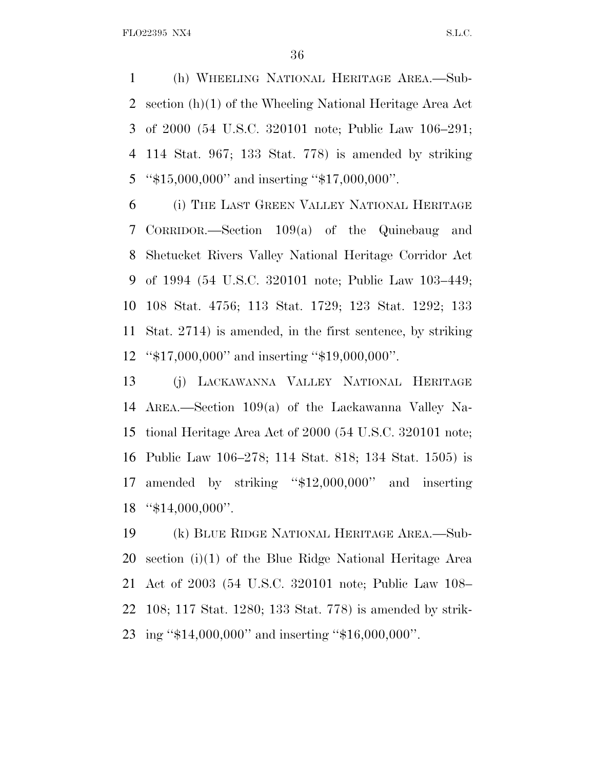(h) WHEELING NATIONAL HERITAGE AREA.—Subsection (h)(1) of the Wheeling National Heritage Area Act of 2000 (54 U.S.C. 320101 note; Public Law 106–291; 114 Stat. 967; 133 Stat. 778) is amended by striking ''$15,000,000'' and inserting ''$17,000,000''.

(i) THE LAST GREEN VALLEY NATIONAL HERITAGE CORRIDOR.—Section 109(a) of the Quinebaug and Shetucket Rivers Valley National Heritage Corridor Act of 1994 (54 U.S.C. 320101 note; Public Law 103–449; 108 Stat. 4756; 113 Stat. 1729; 123 Stat. 1292; 133 Stat. 2714) is amended, in the first sentence, by striking ''$17,000,000'' and inserting ''$19,000,000''.

(j) LACKAWANNA VALLEY NATIONAL HERITAGE AREA.—Section 109(a) of the Lackawanna Valley National Heritage Area Act of 2000 (54 U.S.C. 320101 note; Public Law 106–278; 114 Stat. 818; 134 Stat. 1505) is amended by striking ''$12,000,000'' and inserting ''$14,000,000''.

(k) BLUE RIDGE NATIONAL HERITAGE AREA.—Subsection (i)(1) of the Blue Ridge National Heritage Area Act of 2003 (54 U.S.C. 320101 note; Public Law 108–108; 117 Stat. 1280; 133 Stat. 778) is amended by striking ''$14,000,000'' and inserting ''$16,000,000''.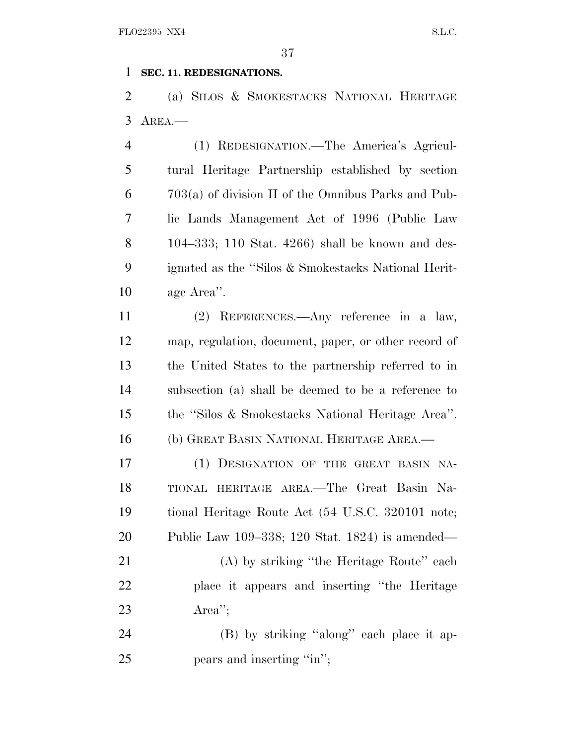**SEC. 11. REDESIGNATIONS.**

(a) SILOS & SMOKESTACKS NATIONAL HERITAGE AREA.—

(1) REDESIGNATION.—The America's Agricultural Heritage Partnership established by section 703(a) of division II of the Omnibus Parks and Public Lands Management Act of 1996 (Public Law 104–333; 110 Stat. 4266) shall be known and designated as the "Silos & Smokestacks National Heritage Area".

(2) REFERENCES.—Any reference in a law, map, regulation, document, paper, or other record of the United States to the partnership referred to in subsection (a) shall be deemed to be a reference to the "Silos & Smokestacks National Heritage Area".

(b) GREAT BASIN NATIONAL HERITAGE AREA.—

(1) DESIGNATION OF THE GREAT BASIN NATIONAL HERITAGE AREA.—The Great Basin National Heritage Route Act (54 U.S.C. 320101 note; Public Law 109–338; 120 Stat. 1824) is amended—

(A) by striking "the Heritage Route" each place it appears and inserting "the Heritage Area";

(B) by striking "along" each place it appears and inserting "in";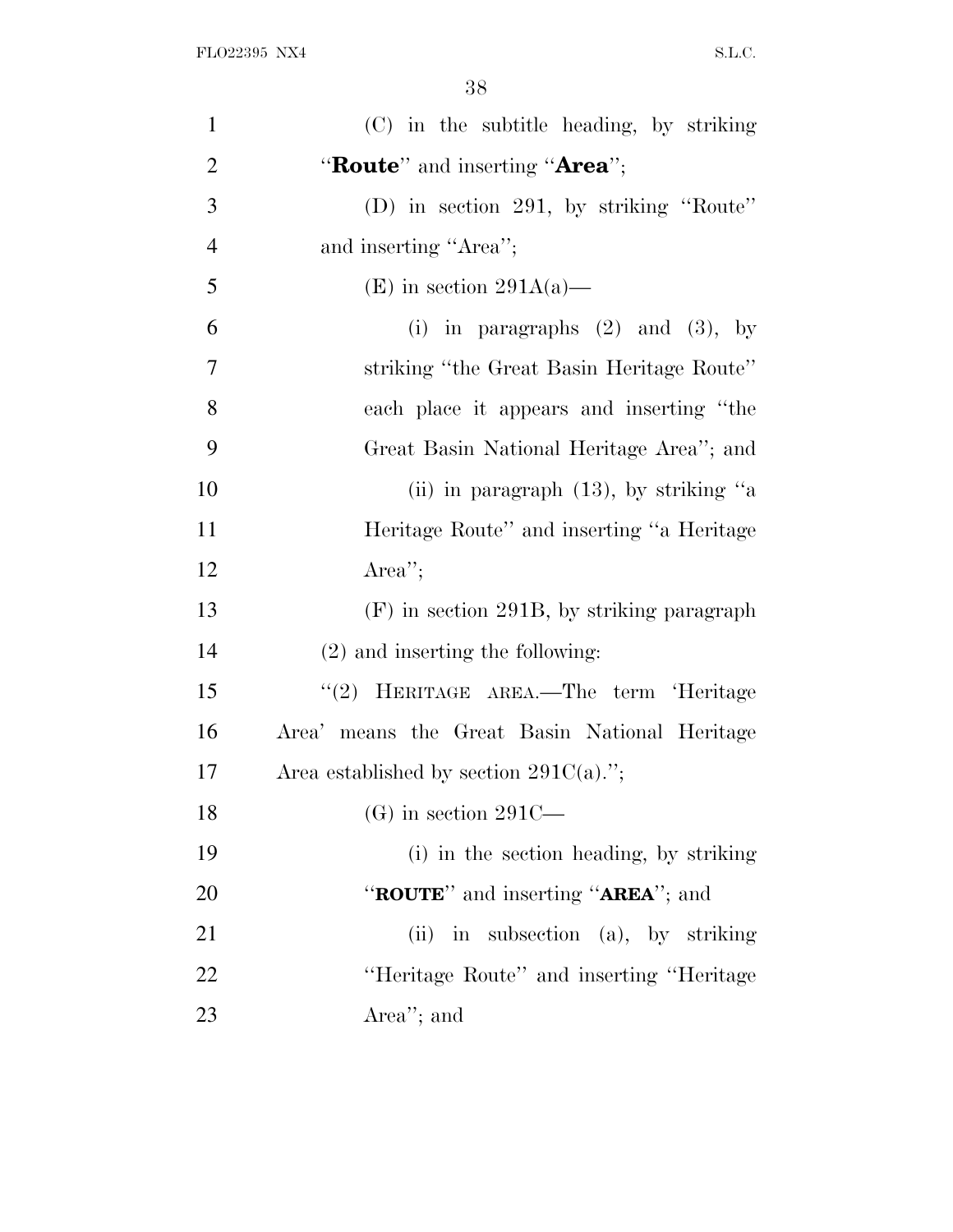(C) in the subtitle heading, by striking "**Route**" and inserting "**Area**";

(D) in section 291, by striking "Route" and inserting "Area";

(E) in section 291A(a)—

(i) in paragraphs (2) and (3), by striking "the Great Basin Heritage Route" each place it appears and inserting "the Great Basin National Heritage Area"; and

(ii) in paragraph (13), by striking "a Heritage Route" and inserting "a Heritage Area";

(F) in section 291B, by striking paragraph (2) and inserting the following:

"(2) HERITAGE AREA.—The term 'Heritage Area' means the Great Basin National Heritage Area established by section 291C(a).";

(G) in section 291C—

(i) in the section heading, by striking "**ROUTE**" and inserting "**AREA**"; and

(ii) in subsection (a), by striking "Heritage Route" and inserting "Heritage Area"; and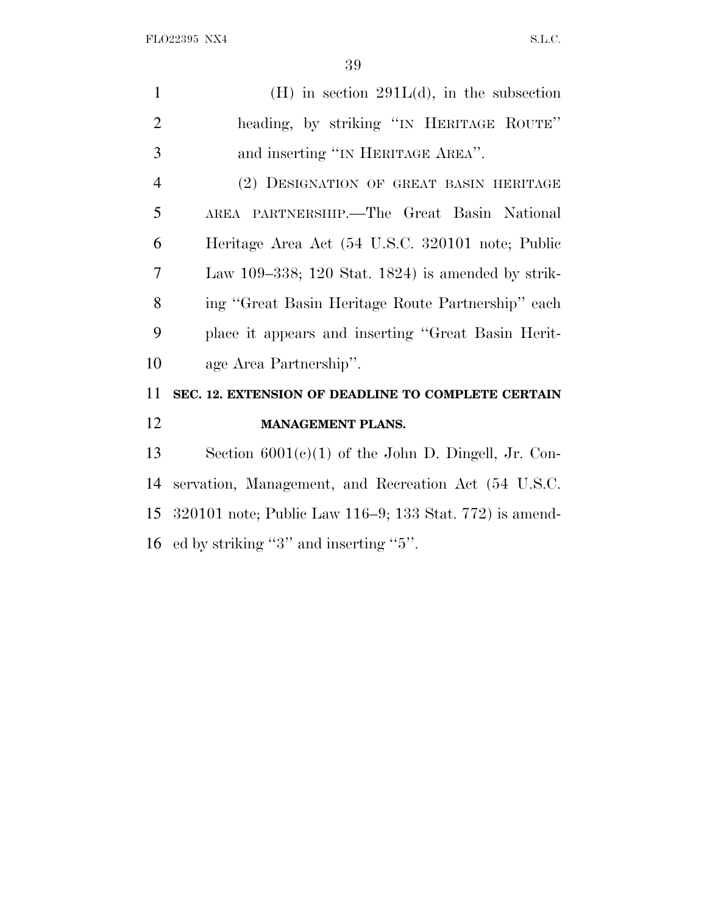(H) in section 291L(d), in the subsection heading, by striking "IN HERITAGE ROUTE" and inserting "IN HERITAGE AREA".

(2) DESIGNATION OF GREAT BASIN HERITAGE AREA PARTNERSHIP.—The Great Basin National Heritage Area Act (54 U.S.C. 320101 note; Public Law 109–338; 120 Stat. 1824) is amended by striking "Great Basin Heritage Route Partnership" each place it appears and inserting "Great Basin Heritage Area Partnership".

**SEC. 12. EXTENSION OF DEADLINE TO COMPLETE CERTAIN MANAGEMENT PLANS.**

Section 6001(c)(1) of the John D. Dingell, Jr. Conservation, Management, and Recreation Act (54 U.S.C. 320101 note; Public Law 116–9; 133 Stat. 772) is amended by striking "3" and inserting "5".